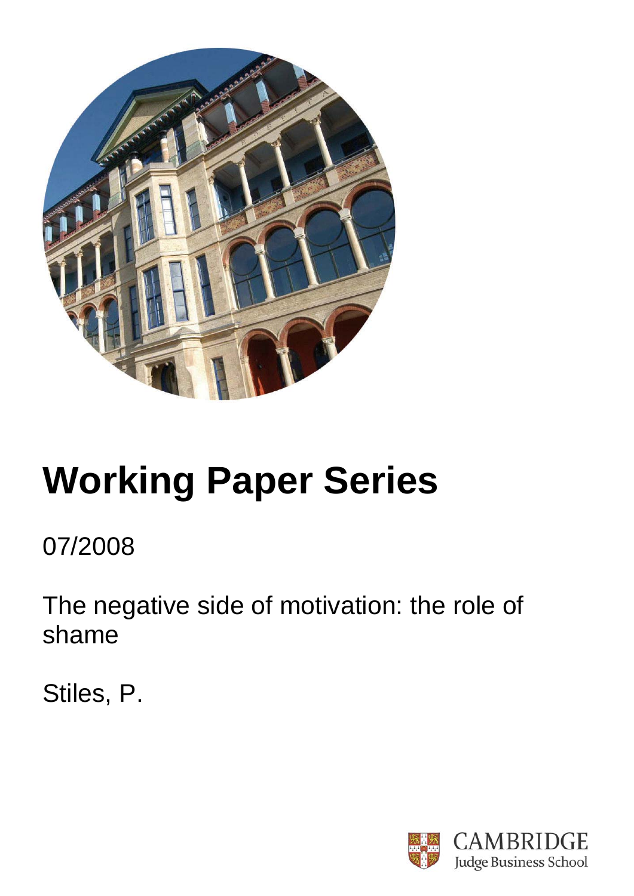# Working Paper Series

07/2008

The negative side of motivation: the role of shame

Stiles, P.

CAMBRIDGE
Judge Business School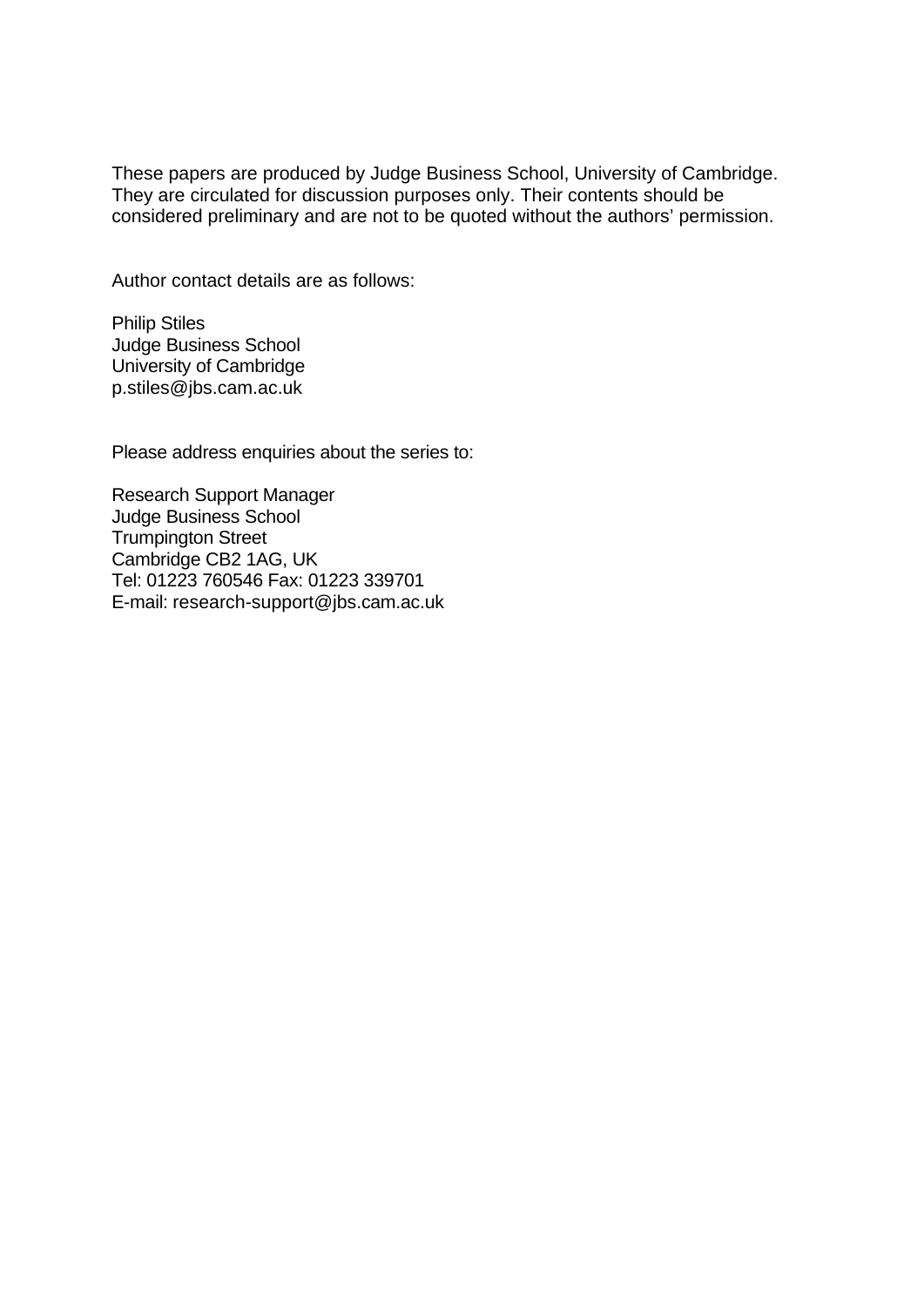These papers are produced by Judge Business School, University of Cambridge. They are circulated for discussion purposes only. Their contents should be considered preliminary and are not to be quoted without the authors' permission.

Author contact details are as follows:

Philip Stiles  
Judge Business School  
University of Cambridge  
p.stiles@jbs.cam.ac.uk

Please address enquiries about the series to:

Research Support Manager  
Judge Business School  
Trumpington Street  
Cambridge CB2 1AG, UK  
Tel: 01223 760546 Fax: 01223 339701  
E-mail: research-support@jbs.cam.ac.uk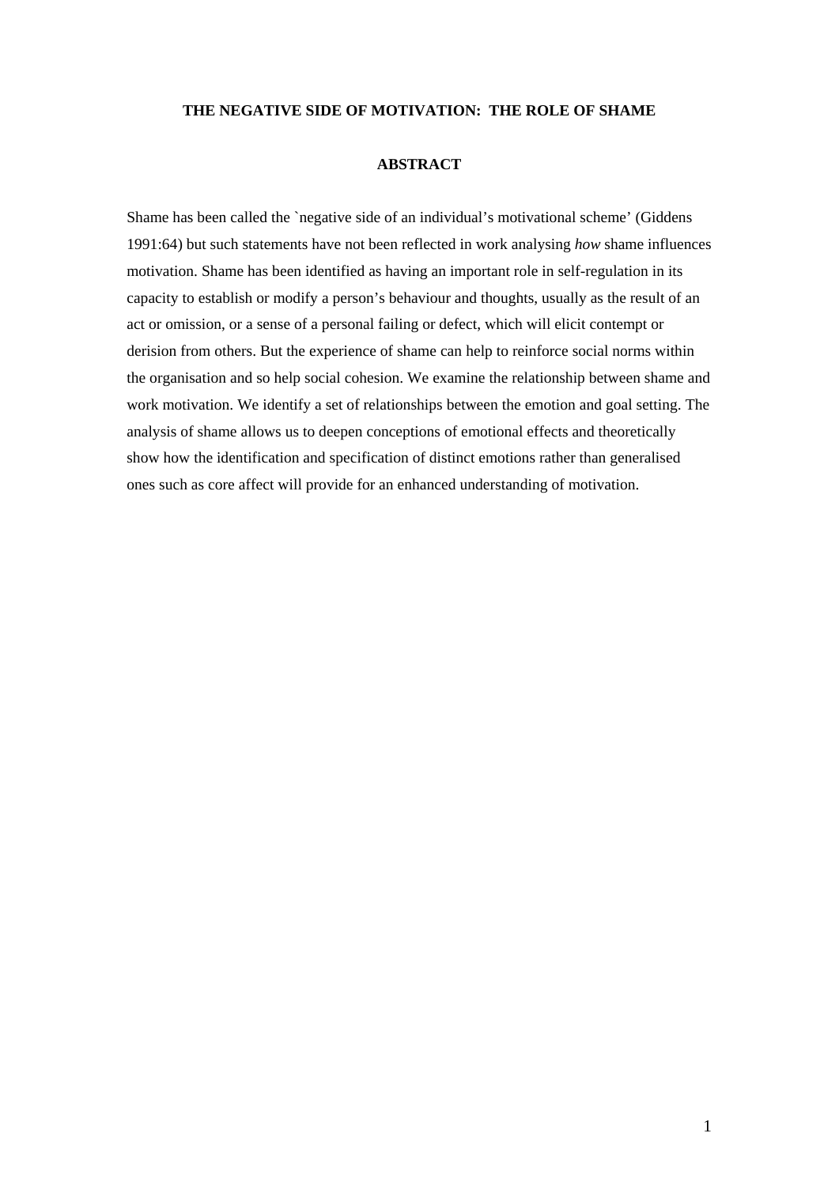# THE NEGATIVE SIDE OF MOTIVATION: THE ROLE OF SHAME

## ABSTRACT

Shame has been called the `negative side of an individual's motivational scheme' (Giddens 1991:64) but such statements have not been reflected in work analysing *how* shame influences motivation. Shame has been identified as having an important role in self-regulation in its capacity to establish or modify a person's behaviour and thoughts, usually as the result of an act or omission, or a sense of a personal failing or defect, which will elicit contempt or derision from others. But the experience of shame can help to reinforce social norms within the organisation and so help social cohesion. We examine the relationship between shame and work motivation. We identify a set of relationships between the emotion and goal setting. The analysis of shame allows us to deepen conceptions of emotional effects and theoretically show how the identification and specification of distinct emotions rather than generalised ones such as core affect will provide for an enhanced understanding of motivation.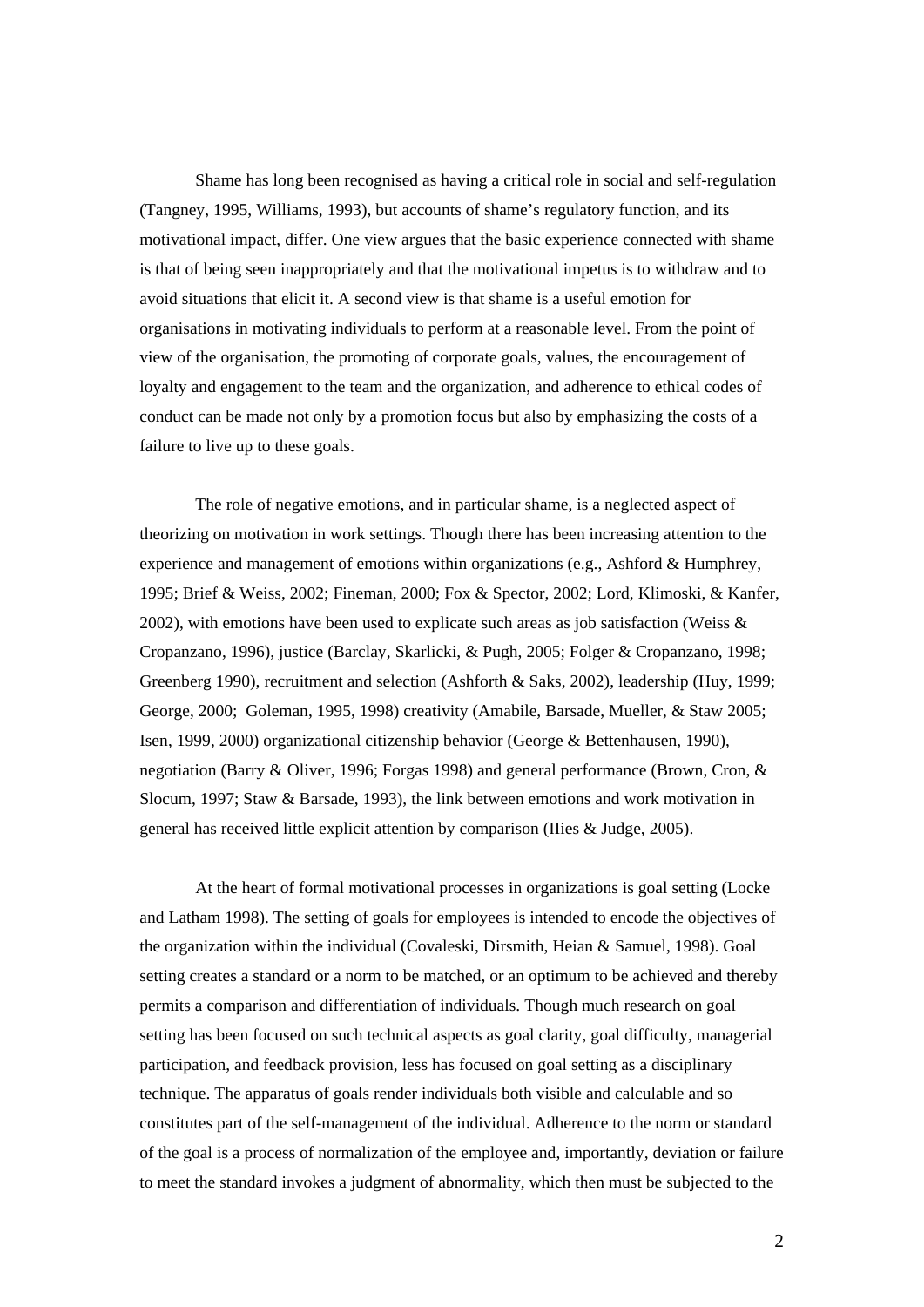Shame has long been recognised as having a critical role in social and self-regulation (Tangney, 1995, Williams, 1993), but accounts of shame's regulatory function, and its motivational impact, differ. One view argues that the basic experience connected with shame is that of being seen inappropriately and that the motivational impetus is to withdraw and to avoid situations that elicit it. A second view is that shame is a useful emotion for organisations in motivating individuals to perform at a reasonable level. From the point of view of the organisation, the promoting of corporate goals, values, the encouragement of loyalty and engagement to the team and the organization, and adherence to ethical codes of conduct can be made not only by a promotion focus but also by emphasizing the costs of a failure to live up to these goals.

The role of negative emotions, and in particular shame, is a neglected aspect of theorizing on motivation in work settings. Though there has been increasing attention to the experience and management of emotions within organizations (e.g., Ashford & Humphrey, 1995; Brief & Weiss, 2002; Fineman, 2000; Fox & Spector, 2002; Lord, Klimoski, & Kanfer, 2002), with emotions have been used to explicate such areas as job satisfaction (Weiss & Cropanzano, 1996), justice (Barclay, Skarlicki, & Pugh, 2005; Folger & Cropanzano, 1998; Greenberg 1990), recruitment and selection (Ashforth & Saks, 2002), leadership (Huy, 1999; George, 2000; Goleman, 1995, 1998) creativity (Amabile, Barsade, Mueller, & Staw 2005; Isen, 1999, 2000) organizational citizenship behavior (George & Bettenhausen, 1990), negotiation (Barry & Oliver, 1996; Forgas 1998) and general performance (Brown, Cron, & Slocum, 1997; Staw & Barsade, 1993), the link between emotions and work motivation in general has received little explicit attention by comparison (IIies & Judge, 2005).

At the heart of formal motivational processes in organizations is goal setting (Locke and Latham 1998). The setting of goals for employees is intended to encode the objectives of the organization within the individual (Covaleski, Dirsmith, Heian & Samuel, 1998). Goal setting creates a standard or a norm to be matched, or an optimum to be achieved and thereby permits a comparison and differentiation of individuals. Though much research on goal setting has been focused on such technical aspects as goal clarity, goal difficulty, managerial participation, and feedback provision, less has focused on goal setting as a disciplinary technique. The apparatus of goals render individuals both visible and calculable and so constitutes part of the self-management of the individual. Adherence to the norm or standard of the goal is a process of normalization of the employee and, importantly, deviation or failure to meet the standard invokes a judgment of abnormality, which then must be subjected to the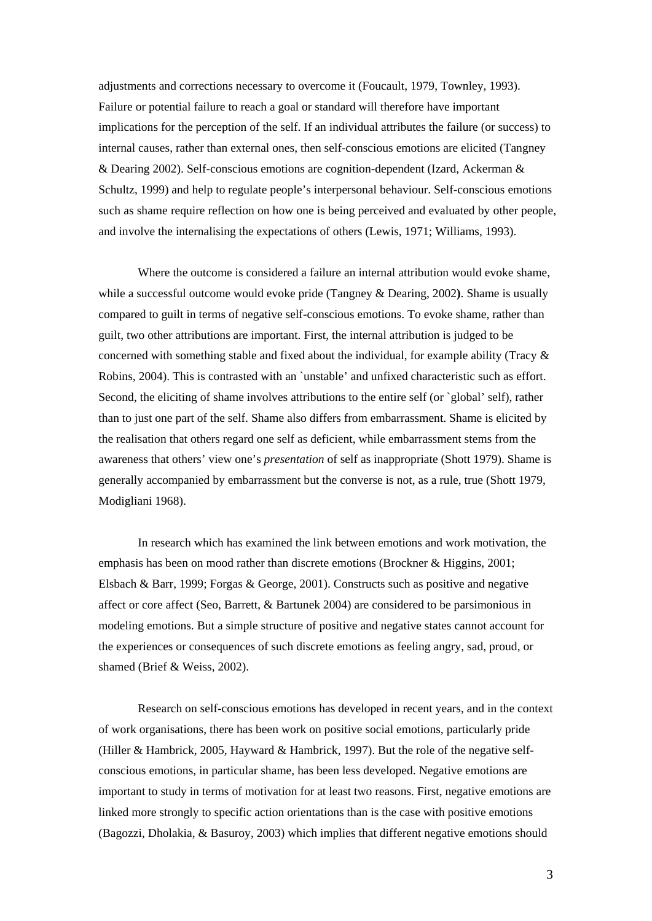adjustments and corrections necessary to overcome it (Foucault, 1979, Townley, 1993). Failure or potential failure to reach a goal or standard will therefore have important implications for the perception of the self. If an individual attributes the failure (or success) to internal causes, rather than external ones, then self-conscious emotions are elicited (Tangney & Dearing 2002). Self-conscious emotions are cognition-dependent (Izard, Ackerman & Schultz, 1999) and help to regulate people's interpersonal behaviour. Self-conscious emotions such as shame require reflection on how one is being perceived and evaluated by other people, and involve the internalising the expectations of others (Lewis, 1971; Williams, 1993).

Where the outcome is considered a failure an internal attribution would evoke shame, while a successful outcome would evoke pride (Tangney & Dearing, 2002**)**. Shame is usually compared to guilt in terms of negative self-conscious emotions. To evoke shame, rather than guilt, two other attributions are important. First, the internal attribution is judged to be concerned with something stable and fixed about the individual, for example ability (Tracy & Robins, 2004). This is contrasted with an `unstable' and unfixed characteristic such as effort. Second, the eliciting of shame involves attributions to the entire self (or `global' self), rather than to just one part of the self. Shame also differs from embarrassment. Shame is elicited by the realisation that others regard one self as deficient, while embarrassment stems from the awareness that others' view one's *presentation* of self as inappropriate (Shott 1979). Shame is generally accompanied by embarrassment but the converse is not, as a rule, true (Shott 1979, Modigliani 1968).

In research which has examined the link between emotions and work motivation, the emphasis has been on mood rather than discrete emotions (Brockner & Higgins, 2001; Elsbach & Barr, 1999; Forgas & George, 2001). Constructs such as positive and negative affect or core affect (Seo, Barrett, & Bartunek 2004) are considered to be parsimonious in modeling emotions. But a simple structure of positive and negative states cannot account for the experiences or consequences of such discrete emotions as feeling angry, sad, proud, or shamed (Brief & Weiss, 2002).

Research on self-conscious emotions has developed in recent years, and in the context of work organisations, there has been work on positive social emotions, particularly pride (Hiller & Hambrick, 2005, Hayward & Hambrick, 1997). But the role of the negative self-conscious emotions, in particular shame, has been less developed. Negative emotions are important to study in terms of motivation for at least two reasons. First, negative emotions are linked more strongly to specific action orientations than is the case with positive emotions (Bagozzi, Dholakia, & Basuroy, 2003) which implies that different negative emotions should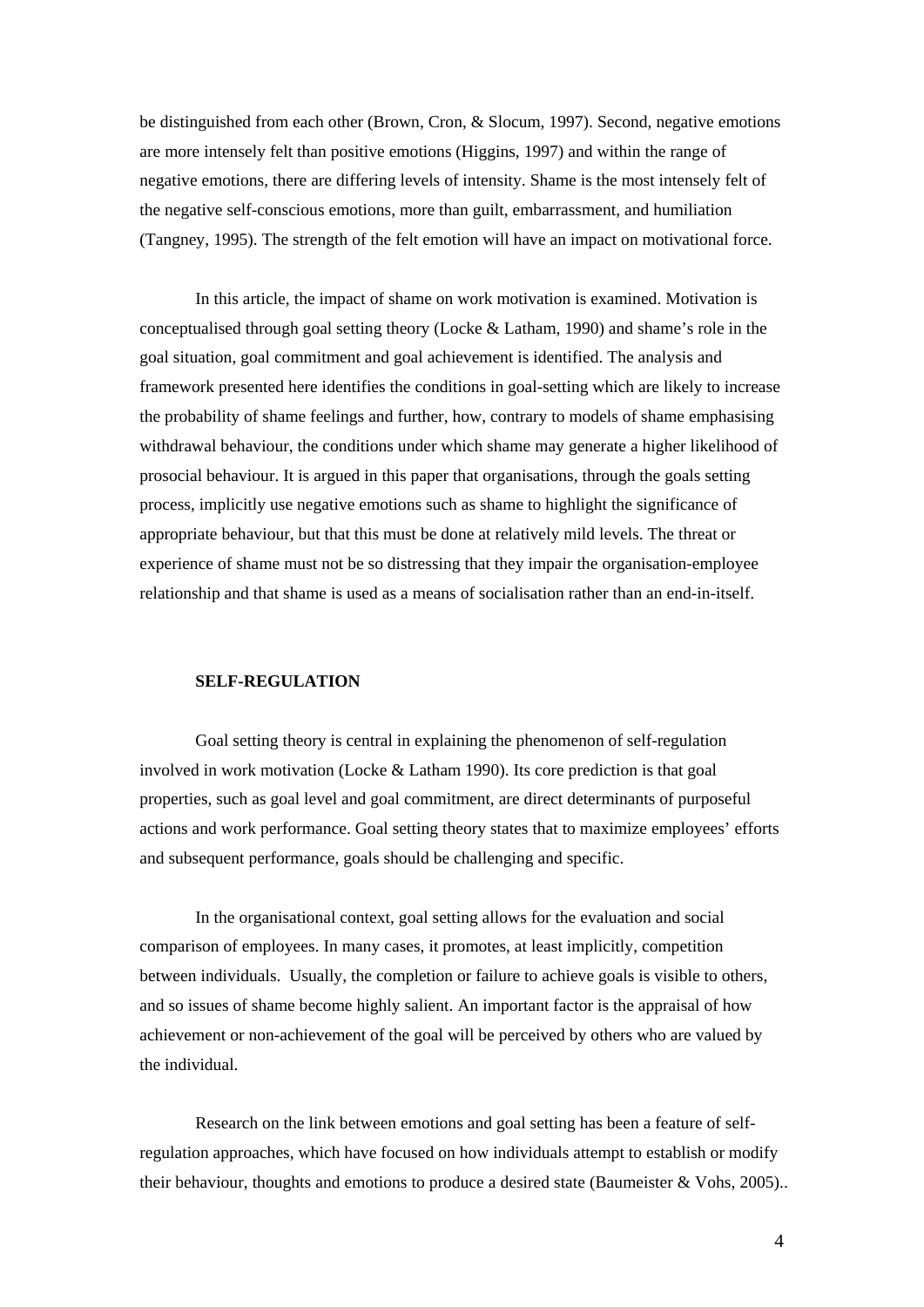be distinguished from each other (Brown, Cron, & Slocum, 1997). Second, negative emotions are more intensely felt than positive emotions (Higgins, 1997) and within the range of negative emotions, there are differing levels of intensity. Shame is the most intensely felt of the negative self-conscious emotions, more than guilt, embarrassment, and humiliation (Tangney, 1995). The strength of the felt emotion will have an impact on motivational force.

In this article, the impact of shame on work motivation is examined. Motivation is conceptualised through goal setting theory (Locke & Latham, 1990) and shame's role in the goal situation, goal commitment and goal achievement is identified. The analysis and framework presented here identifies the conditions in goal-setting which are likely to increase the probability of shame feelings and further, how, contrary to models of shame emphasising withdrawal behaviour, the conditions under which shame may generate a higher likelihood of prosocial behaviour. It is argued in this paper that organisations, through the goals setting process, implicitly use negative emotions such as shame to highlight the significance of appropriate behaviour, but that this must be done at relatively mild levels. The threat or experience of shame must not be so distressing that they impair the organisation-employee relationship and that shame is used as a means of socialisation rather than an end-in-itself.

## SELF-REGULATION

Goal setting theory is central in explaining the phenomenon of self-regulation involved in work motivation (Locke & Latham 1990). Its core prediction is that goal properties, such as goal level and goal commitment, are direct determinants of purposeful actions and work performance. Goal setting theory states that to maximize employees' efforts and subsequent performance, goals should be challenging and specific.

In the organisational context, goal setting allows for the evaluation and social comparison of employees. In many cases, it promotes, at least implicitly, competition between individuals. Usually, the completion or failure to achieve goals is visible to others, and so issues of shame become highly salient. An important factor is the appraisal of how achievement or non-achievement of the goal will be perceived by others who are valued by the individual.

Research on the link between emotions and goal setting has been a feature of self-regulation approaches, which have focused on how individuals attempt to establish or modify their behaviour, thoughts and emotions to produce a desired state (Baumeister & Vohs, 2005)..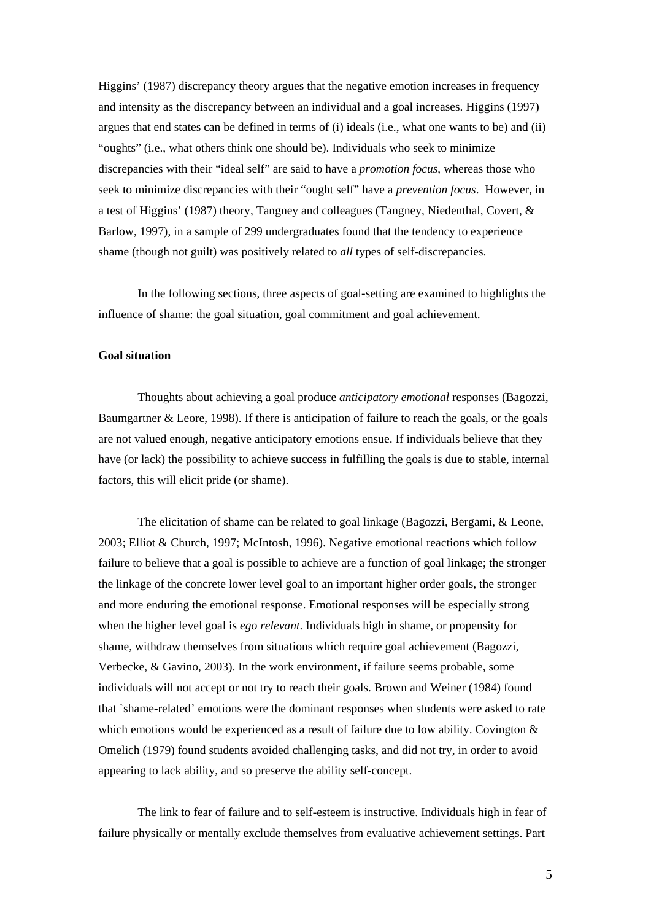Higgins' (1987) discrepancy theory argues that the negative emotion increases in frequency and intensity as the discrepancy between an individual and a goal increases. Higgins (1997) argues that end states can be defined in terms of (i) ideals (i.e., what one wants to be) and (ii) "oughts" (i.e., what others think one should be). Individuals who seek to minimize discrepancies with their "ideal self" are said to have a *promotion focus*, whereas those who seek to minimize discrepancies with their "ought self" have a *prevention focus*. However, in a test of Higgins' (1987) theory, Tangney and colleagues (Tangney, Niedenthal, Covert, & Barlow, 1997), in a sample of 299 undergraduates found that the tendency to experience shame (though not guilt) was positively related to *all* types of self-discrepancies.

In the following sections, three aspects of goal-setting are examined to highlights the influence of shame: the goal situation, goal commitment and goal achievement.

**Goal situation**

Thoughts about achieving a goal produce *anticipatory emotional* responses (Bagozzi, Baumgartner & Leore, 1998). If there is anticipation of failure to reach the goals, or the goals are not valued enough, negative anticipatory emotions ensue. If individuals believe that they have (or lack) the possibility to achieve success in fulfilling the goals is due to stable, internal factors, this will elicit pride (or shame).

The elicitation of shame can be related to goal linkage (Bagozzi, Bergami, & Leone, 2003; Elliot & Church, 1997; McIntosh, 1996). Negative emotional reactions which follow failure to believe that a goal is possible to achieve are a function of goal linkage; the stronger the linkage of the concrete lower level goal to an important higher order goals, the stronger and more enduring the emotional response. Emotional responses will be especially strong when the higher level goal is *ego relevant*. Individuals high in shame, or propensity for shame, withdraw themselves from situations which require goal achievement (Bagozzi, Verbecke, & Gavino, 2003). In the work environment, if failure seems probable, some individuals will not accept or not try to reach their goals. Brown and Weiner (1984) found that `shame-related' emotions were the dominant responses when students were asked to rate which emotions would be experienced as a result of failure due to low ability. Covington & Omelich (1979) found students avoided challenging tasks, and did not try, in order to avoid appearing to lack ability, and so preserve the ability self-concept.

The link to fear of failure and to self-esteem is instructive. Individuals high in fear of failure physically or mentally exclude themselves from evaluative achievement settings. Part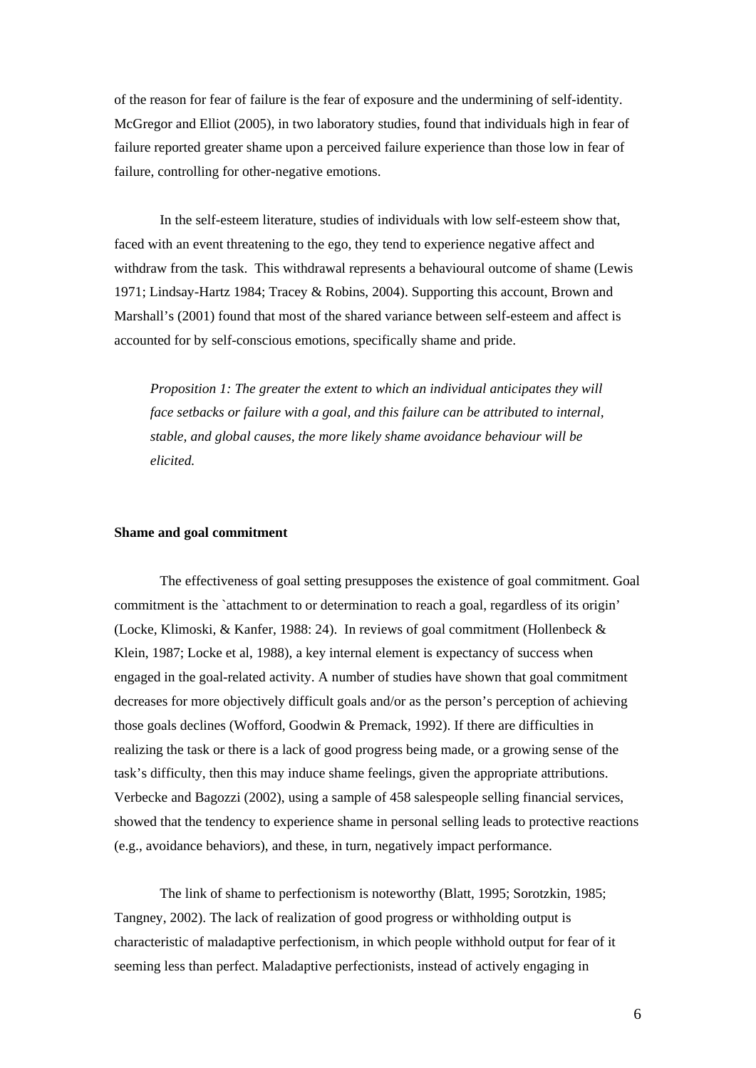of the reason for fear of failure is the fear of exposure and the undermining of self-identity. McGregor and Elliot (2005), in two laboratory studies, found that individuals high in fear of failure reported greater shame upon a perceived failure experience than those low in fear of failure, controlling for other-negative emotions.

In the self-esteem literature, studies of individuals with low self-esteem show that, faced with an event threatening to the ego, they tend to experience negative affect and withdraw from the task. This withdrawal represents a behavioural outcome of shame (Lewis 1971; Lindsay-Hartz 1984; Tracey & Robins, 2004). Supporting this account, Brown and Marshall's (2001) found that most of the shared variance between self-esteem and affect is accounted for by self-conscious emotions, specifically shame and pride.

> *Proposition 1: The greater the extent to which an individual anticipates they will face setbacks or failure with a goal, and this failure can be attributed to internal, stable, and global causes, the more likely shame avoidance behaviour will be elicited.*

**Shame and goal commitment**

The effectiveness of goal setting presupposes the existence of goal commitment. Goal commitment is the `attachment to or determination to reach a goal, regardless of its origin' (Locke, Klimoski, & Kanfer, 1988: 24). In reviews of goal commitment (Hollenbeck & Klein, 1987; Locke et al, 1988), a key internal element is expectancy of success when engaged in the goal-related activity. A number of studies have shown that goal commitment decreases for more objectively difficult goals and/or as the person's perception of achieving those goals declines (Wofford, Goodwin & Premack, 1992). If there are difficulties in realizing the task or there is a lack of good progress being made, or a growing sense of the task's difficulty, then this may induce shame feelings, given the appropriate attributions. Verbecke and Bagozzi (2002), using a sample of 458 salespeople selling financial services, showed that the tendency to experience shame in personal selling leads to protective reactions (e.g., avoidance behaviors), and these, in turn, negatively impact performance.

The link of shame to perfectionism is noteworthy (Blatt, 1995; Sorotzkin, 1985; Tangney, 2002). The lack of realization of good progress or withholding output is characteristic of maladaptive perfectionism, in which people withhold output for fear of it seeming less than perfect. Maladaptive perfectionists, instead of actively engaging in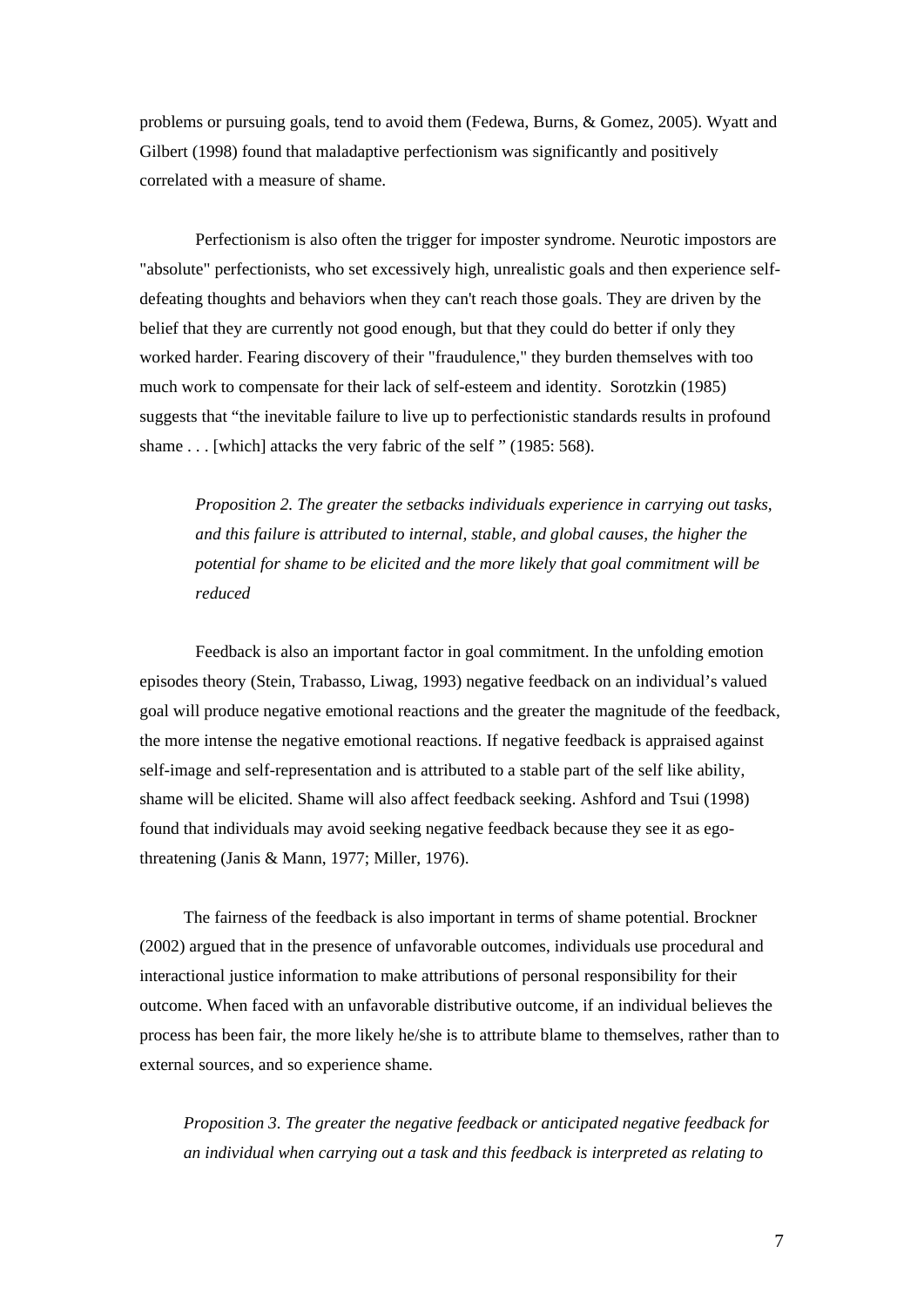problems or pursuing goals, tend to avoid them (Fedewa, Burns, & Gomez, 2005). Wyatt and Gilbert (1998) found that maladaptive perfectionism was significantly and positively correlated with a measure of shame.

Perfectionism is also often the trigger for imposter syndrome. Neurotic impostors are "absolute" perfectionists, who set excessively high, unrealistic goals and then experience self-defeating thoughts and behaviors when they can't reach those goals. They are driven by the belief that they are currently not good enough, but that they could do better if only they worked harder. Fearing discovery of their "fraudulence," they burden themselves with too much work to compensate for their lack of self-esteem and identity. Sorotzkin (1985) suggests that "the inevitable failure to live up to perfectionistic standards results in profound shame . . . [which] attacks the very fabric of the self " (1985: 568).

*Proposition 2. The greater the setbacks individuals experience in carrying out tasks, and this failure is attributed to internal, stable, and global causes, the higher the potential for shame to be elicited and the more likely that goal commitment will be reduced*

Feedback is also an important factor in goal commitment. In the unfolding emotion episodes theory (Stein, Trabasso, Liwag, 1993) negative feedback on an individual's valued goal will produce negative emotional reactions and the greater the magnitude of the feedback, the more intense the negative emotional reactions. If negative feedback is appraised against self-image and self-representation and is attributed to a stable part of the self like ability, shame will be elicited. Shame will also affect feedback seeking. Ashford and Tsui (1998) found that individuals may avoid seeking negative feedback because they see it as ego-threatening (Janis & Mann, 1977; Miller, 1976).

The fairness of the feedback is also important in terms of shame potential. Brockner (2002) argued that in the presence of unfavorable outcomes, individuals use procedural and interactional justice information to make attributions of personal responsibility for their outcome. When faced with an unfavorable distributive outcome, if an individual believes the process has been fair, the more likely he/she is to attribute blame to themselves, rather than to external sources, and so experience shame.

*Proposition 3. The greater the negative feedback or anticipated negative feedback for an individual when carrying out a task and this feedback is interpreted as relating to*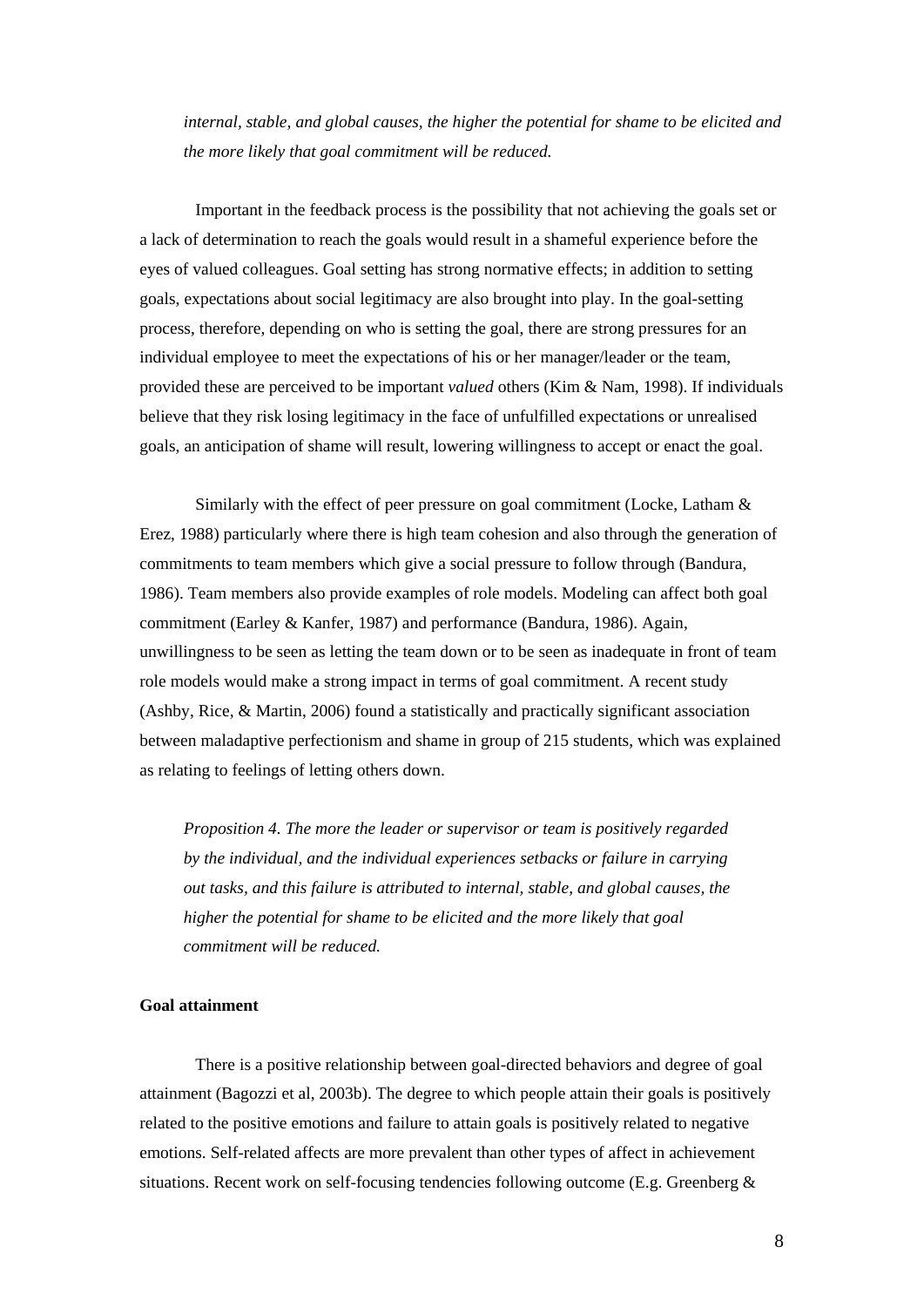*internal, stable, and global causes, the higher the potential for shame to be elicited and the more likely that goal commitment will be reduced.*

Important in the feedback process is the possibility that not achieving the goals set or a lack of determination to reach the goals would result in a shameful experience before the eyes of valued colleagues. Goal setting has strong normative effects; in addition to setting goals, expectations about social legitimacy are also brought into play. In the goal-setting process, therefore, depending on who is setting the goal, there are strong pressures for an individual employee to meet the expectations of his or her manager/leader or the team, provided these are perceived to be important *valued* others (Kim & Nam, 1998). If individuals believe that they risk losing legitimacy in the face of unfulfilled expectations or unrealised goals, an anticipation of shame will result, lowering willingness to accept or enact the goal.

Similarly with the effect of peer pressure on goal commitment (Locke, Latham & Erez, 1988) particularly where there is high team cohesion and also through the generation of commitments to team members which give a social pressure to follow through (Bandura, 1986). Team members also provide examples of role models. Modeling can affect both goal commitment (Earley & Kanfer, 1987) and performance (Bandura, 1986). Again, unwillingness to be seen as letting the team down or to be seen as inadequate in front of team role models would make a strong impact in terms of goal commitment. A recent study (Ashby, Rice, & Martin, 2006) found a statistically and practically significant association between maladaptive perfectionism and shame in group of 215 students, which was explained as relating to feelings of letting others down.

*Proposition 4. The more the leader or supervisor or team is positively regarded by the individual, and the individual experiences setbacks or failure in carrying out tasks, and this failure is attributed to internal, stable, and global causes, the higher the potential for shame to be elicited and the more likely that goal commitment will be reduced.*

**Goal attainment**

There is a positive relationship between goal-directed behaviors and degree of goal attainment (Bagozzi et al, 2003b). The degree to which people attain their goals is positively related to the positive emotions and failure to attain goals is positively related to negative emotions. Self-related affects are more prevalent than other types of affect in achievement situations. Recent work on self-focusing tendencies following outcome (E.g. Greenberg &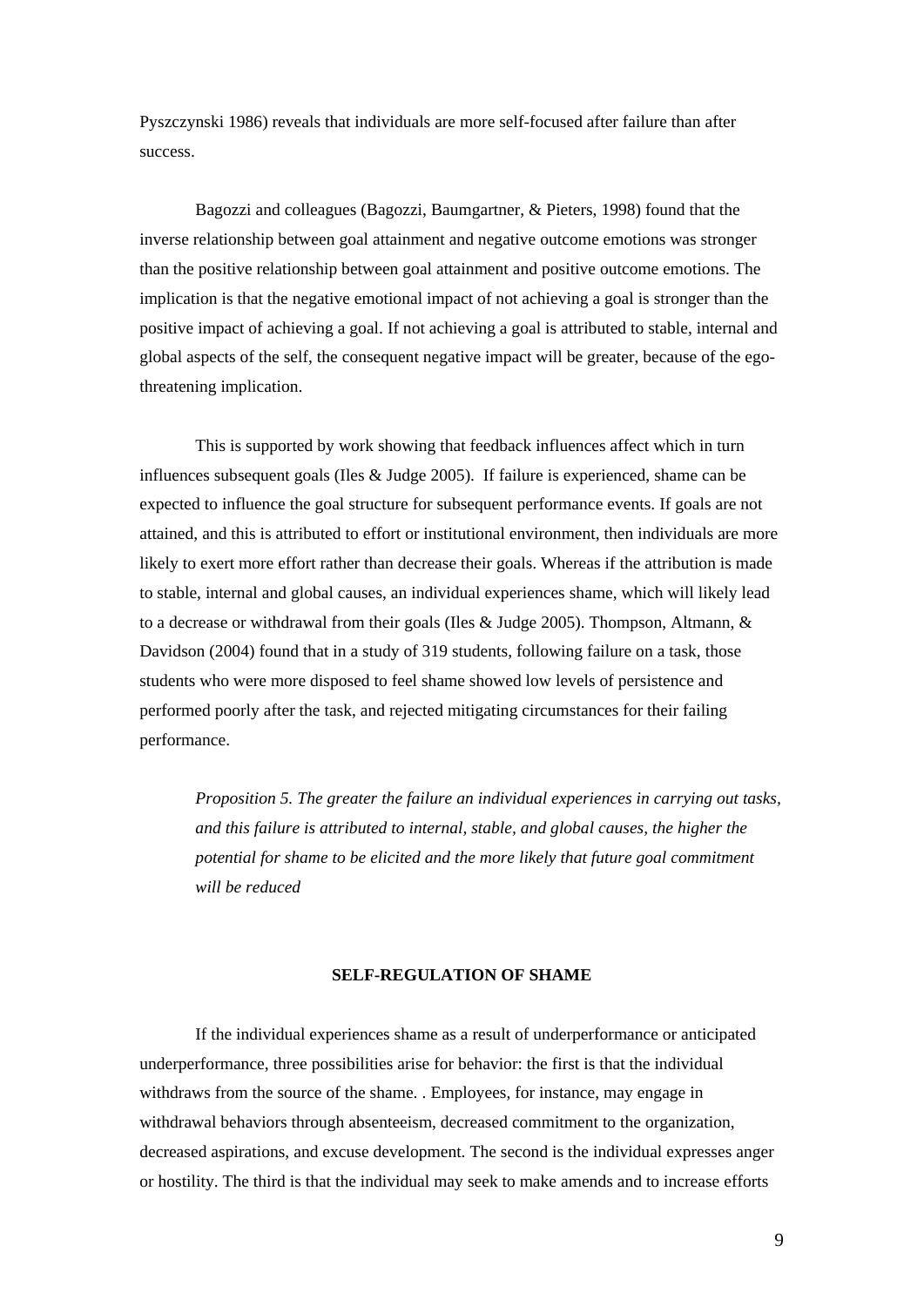Pyszczynski 1986) reveals that individuals are more self-focused after failure than after success.

Bagozzi and colleagues (Bagozzi, Baumgartner, & Pieters, 1998) found that the inverse relationship between goal attainment and negative outcome emotions was stronger than the positive relationship between goal attainment and positive outcome emotions. The implication is that the negative emotional impact of not achieving a goal is stronger than the positive impact of achieving a goal. If not achieving a goal is attributed to stable, internal and global aspects of the self, the consequent negative impact will be greater, because of the ego-threatening implication.

This is supported by work showing that feedback influences affect which in turn influences subsequent goals (Iles & Judge 2005). If failure is experienced, shame can be expected to influence the goal structure for subsequent performance events. If goals are not attained, and this is attributed to effort or institutional environment, then individuals are more likely to exert more effort rather than decrease their goals. Whereas if the attribution is made to stable, internal and global causes, an individual experiences shame, which will likely lead to a decrease or withdrawal from their goals (Iles & Judge 2005). Thompson, Altmann, & Davidson (2004) found that in a study of 319 students, following failure on a task, those students who were more disposed to feel shame showed low levels of persistence and performed poorly after the task, and rejected mitigating circumstances for their failing performance.

*Proposition 5. The greater the failure an individual experiences in carrying out tasks, and this failure is attributed to internal, stable, and global causes, the higher the potential for shame to be elicited and the more likely that future goal commitment will be reduced*

## SELF-REGULATION OF SHAME

If the individual experiences shame as a result of underperformance or anticipated underperformance, three possibilities arise for behavior: the first is that the individual withdraws from the source of the shame. . Employees, for instance, may engage in withdrawal behaviors through absenteeism, decreased commitment to the organization, decreased aspirations, and excuse development. The second is the individual expresses anger or hostility. The third is that the individual may seek to make amends and to increase efforts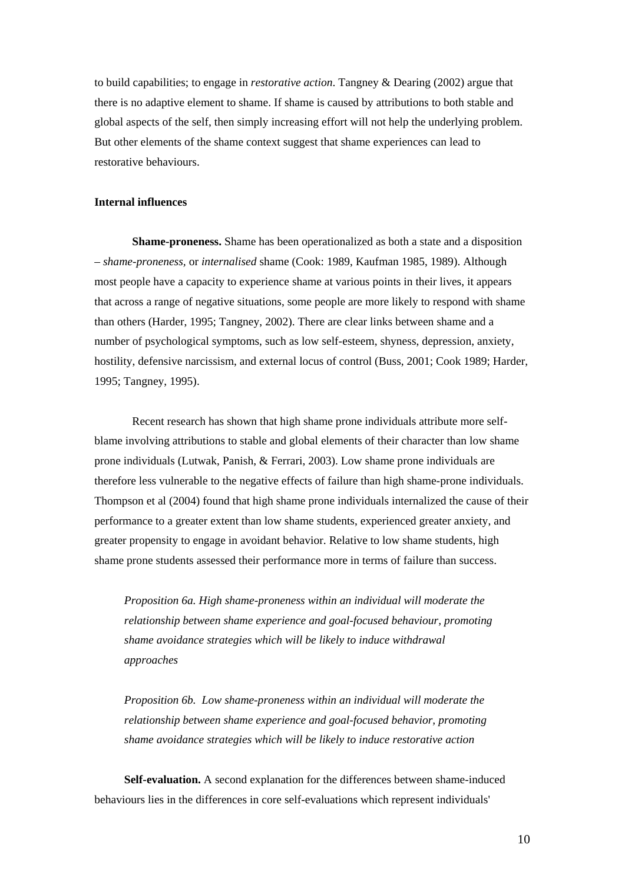to build capabilities; to engage in *restorative action*. Tangney & Dearing (2002) argue that there is no adaptive element to shame. If shame is caused by attributions to both stable and global aspects of the self, then simply increasing effort will not help the underlying problem. But other elements of the shame context suggest that shame experiences can lead to restorative behaviours.

**Internal influences**

**Shame-proneness.** Shame has been operationalized as both a state and a disposition – *shame-proneness*, or *internalised* shame (Cook: 1989, Kaufman 1985, 1989). Although most people have a capacity to experience shame at various points in their lives, it appears that across a range of negative situations, some people are more likely to respond with shame than others (Harder, 1995; Tangney, 2002). There are clear links between shame and a number of psychological symptoms, such as low self-esteem, shyness, depression, anxiety, hostility, defensive narcissism, and external locus of control (Buss, 2001; Cook 1989; Harder, 1995; Tangney, 1995).

Recent research has shown that high shame prone individuals attribute more self-blame involving attributions to stable and global elements of their character than low shame prone individuals (Lutwak, Panish, & Ferrari, 2003). Low shame prone individuals are therefore less vulnerable to the negative effects of failure than high shame-prone individuals. Thompson et al (2004) found that high shame prone individuals internalized the cause of their performance to a greater extent than low shame students, experienced greater anxiety, and greater propensity to engage in avoidant behavior. Relative to low shame students, high shame prone students assessed their performance more in terms of failure than success.

*Proposition 6a. High shame-proneness within an individual will moderate the relationship between shame experience and goal-focused behaviour, promoting shame avoidance strategies which will be likely to induce withdrawal approaches*

*Proposition 6b. Low shame-proneness within an individual will moderate the relationship between shame experience and goal-focused behavior, promoting shame avoidance strategies which will be likely to induce restorative action*

**Self-evaluation.** A second explanation for the differences between shame-induced behaviours lies in the differences in core self-evaluations which represent individuals'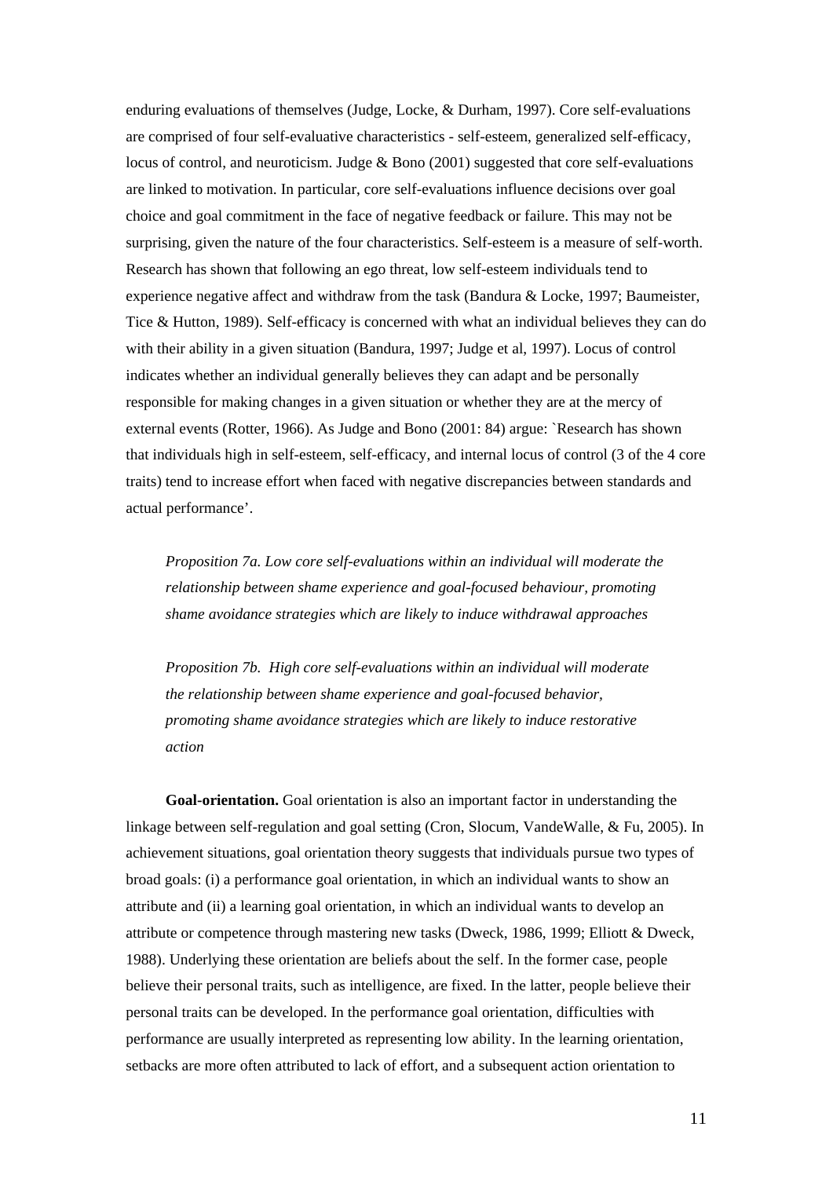enduring evaluations of themselves (Judge, Locke, & Durham, 1997). Core self-evaluations are comprised of four self-evaluative characteristics - self-esteem, generalized self-efficacy, locus of control, and neuroticism. Judge & Bono (2001) suggested that core self-evaluations are linked to motivation. In particular, core self-evaluations influence decisions over goal choice and goal commitment in the face of negative feedback or failure. This may not be surprising, given the nature of the four characteristics. Self-esteem is a measure of self-worth. Research has shown that following an ego threat, low self-esteem individuals tend to experience negative affect and withdraw from the task (Bandura & Locke, 1997; Baumeister, Tice & Hutton, 1989). Self-efficacy is concerned with what an individual believes they can do with their ability in a given situation (Bandura, 1997; Judge et al, 1997). Locus of control indicates whether an individual generally believes they can adapt and be personally responsible for making changes in a given situation or whether they are at the mercy of external events (Rotter, 1966). As Judge and Bono (2001: 84) argue: `Research has shown that individuals high in self-esteem, self-efficacy, and internal locus of control (3 of the 4 core traits) tend to increase effort when faced with negative discrepancies between standards and actual performance'.

> *Proposition 7a. Low core self-evaluations within an individual will moderate the relationship between shame experience and goal-focused behaviour, promoting shame avoidance strategies which are likely to induce withdrawal approaches*

> *Proposition 7b. High core self-evaluations within an individual will moderate the relationship between shame experience and goal-focused behavior, promoting shame avoidance strategies which are likely to induce restorative action*

**Goal-orientation.** Goal orientation is also an important factor in understanding the linkage between self-regulation and goal setting (Cron, Slocum, VandeWalle, & Fu, 2005). In achievement situations, goal orientation theory suggests that individuals pursue two types of broad goals: (i) a performance goal orientation, in which an individual wants to show an attribute and (ii) a learning goal orientation, in which an individual wants to develop an attribute or competence through mastering new tasks (Dweck, 1986, 1999; Elliott & Dweck, 1988). Underlying these orientation are beliefs about the self. In the former case, people believe their personal traits, such as intelligence, are fixed. In the latter, people believe their personal traits can be developed. In the performance goal orientation, difficulties with performance are usually interpreted as representing low ability. In the learning orientation, setbacks are more often attributed to lack of effort, and a subsequent action orientation to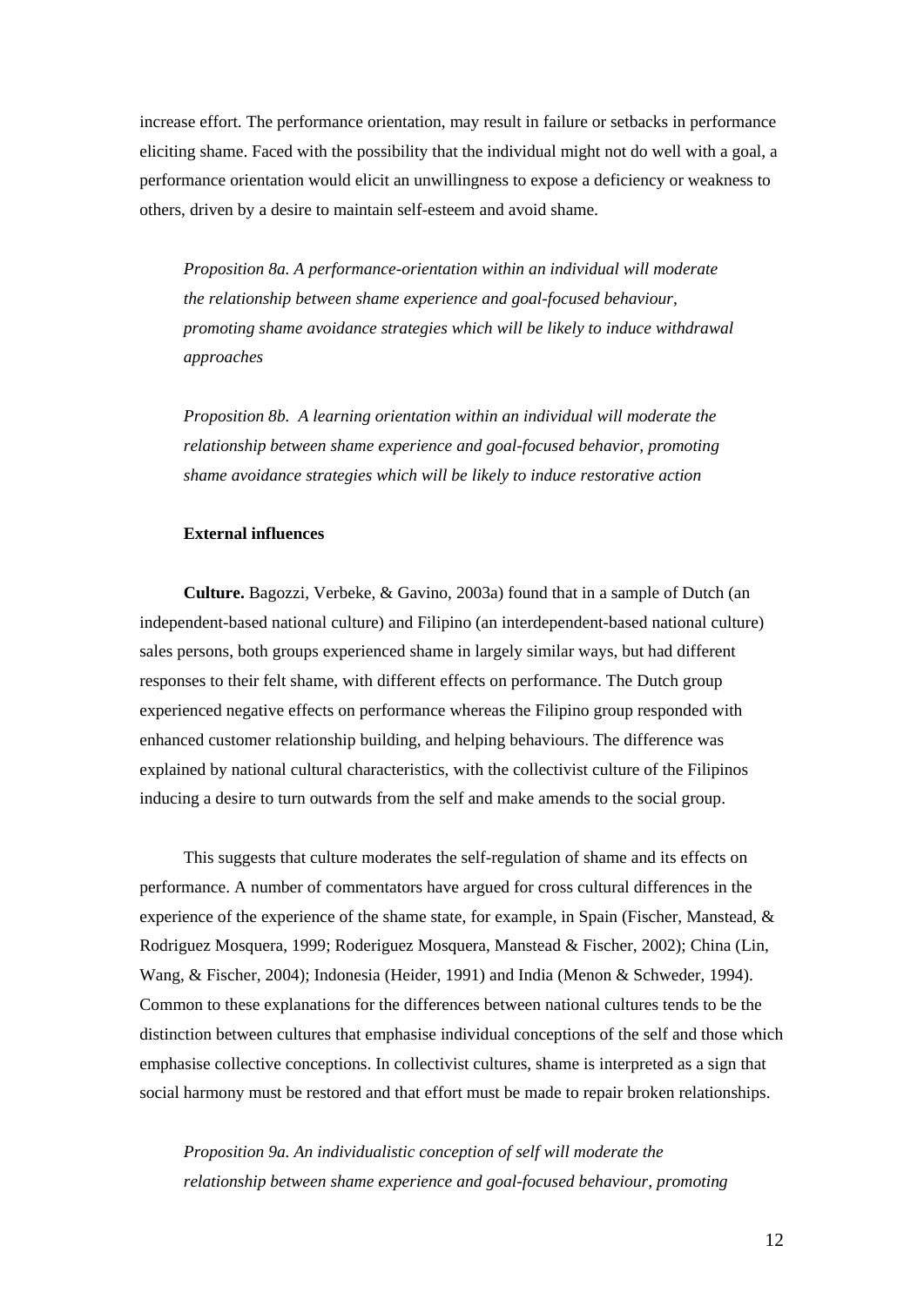increase effort. The performance orientation, may result in failure or setbacks in performance eliciting shame. Faced with the possibility that the individual might not do well with a goal, a performance orientation would elicit an unwillingness to expose a deficiency or weakness to others, driven by a desire to maintain self-esteem and avoid shame.

*Proposition 8a. A performance-orientation within an individual will moderate the relationship between shame experience and goal-focused behaviour, promoting shame avoidance strategies which will be likely to induce withdrawal approaches*

*Proposition 8b. A learning orientation within an individual will moderate the relationship between shame experience and goal-focused behavior, promoting shame avoidance strategies which will be likely to induce restorative action*

**External influences**

**Culture.** Bagozzi, Verbeke, & Gavino, 2003a) found that in a sample of Dutch (an independent-based national culture) and Filipino (an interdependent-based national culture) sales persons, both groups experienced shame in largely similar ways, but had different responses to their felt shame, with different effects on performance. The Dutch group experienced negative effects on performance whereas the Filipino group responded with enhanced customer relationship building, and helping behaviours. The difference was explained by national cultural characteristics, with the collectivist culture of the Filipinos inducing a desire to turn outwards from the self and make amends to the social group.

This suggests that culture moderates the self-regulation of shame and its effects on performance. A number of commentators have argued for cross cultural differences in the experience of the experience of the shame state, for example, in Spain (Fischer, Manstead, & Rodriguez Mosquera, 1999; Roderiguez Mosquera, Manstead & Fischer, 2002); China (Lin, Wang, & Fischer, 2004); Indonesia (Heider, 1991) and India (Menon & Schweder, 1994). Common to these explanations for the differences between national cultures tends to be the distinction between cultures that emphasise individual conceptions of the self and those which emphasise collective conceptions. In collectivist cultures, shame is interpreted as a sign that social harmony must be restored and that effort must be made to repair broken relationships.

*Proposition 9a. An individualistic conception of self will moderate the relationship between shame experience and goal-focused behaviour, promoting*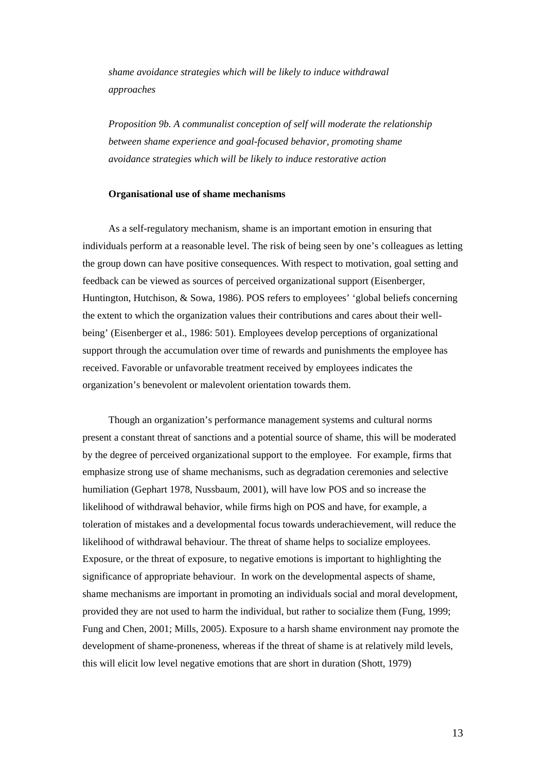*shame avoidance strategies which will be likely to induce withdrawal approaches*

*Proposition 9b. A communalist conception of self will moderate the relationship between shame experience and goal-focused behavior, promoting shame avoidance strategies which will be likely to induce restorative action*

**Organisational use of shame mechanisms**

As a self-regulatory mechanism, shame is an important emotion in ensuring that individuals perform at a reasonable level. The risk of being seen by one's colleagues as letting the group down can have positive consequences. With respect to motivation, goal setting and feedback can be viewed as sources of perceived organizational support (Eisenberger, Huntington, Hutchison, & Sowa, 1986). POS refers to employees' 'global beliefs concerning the extent to which the organization values their contributions and cares about their well-being' (Eisenberger et al., 1986: 501). Employees develop perceptions of organizational support through the accumulation over time of rewards and punishments the employee has received. Favorable or unfavorable treatment received by employees indicates the organization's benevolent or malevolent orientation towards them.

Though an organization's performance management systems and cultural norms present a constant threat of sanctions and a potential source of shame, this will be moderated by the degree of perceived organizational support to the employee. For example, firms that emphasize strong use of shame mechanisms, such as degradation ceremonies and selective humiliation (Gephart 1978, Nussbaum, 2001), will have low POS and so increase the likelihood of withdrawal behavior, while firms high on POS and have, for example, a toleration of mistakes and a developmental focus towards underachievement, will reduce the likelihood of withdrawal behaviour. The threat of shame helps to socialize employees. Exposure, or the threat of exposure, to negative emotions is important to highlighting the significance of appropriate behaviour. In work on the developmental aspects of shame, shame mechanisms are important in promoting an individuals social and moral development, provided they are not used to harm the individual, but rather to socialize them (Fung, 1999; Fung and Chen, 2001; Mills, 2005). Exposure to a harsh shame environment nay promote the development of shame-proneness, whereas if the threat of shame is at relatively mild levels, this will elicit low level negative emotions that are short in duration (Shott, 1979)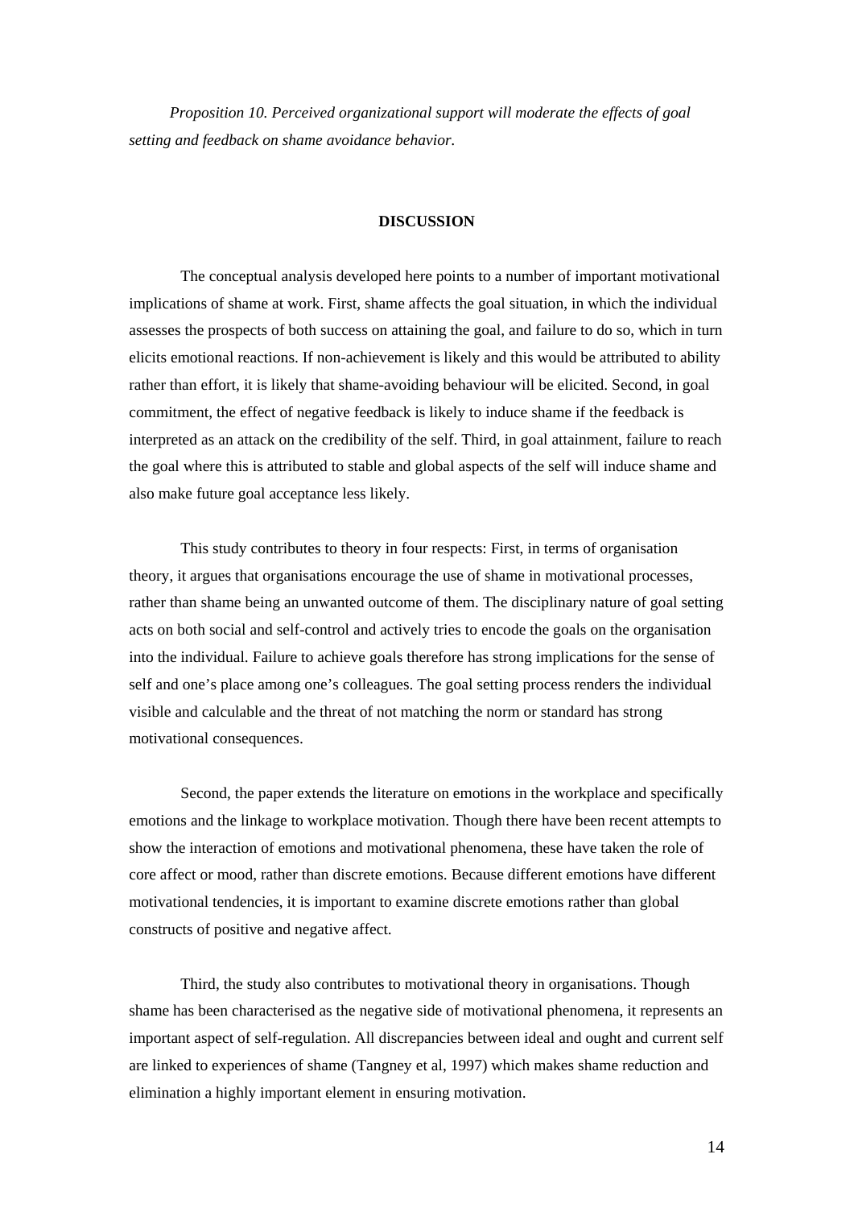*Proposition 10. Perceived organizational support will moderate the effects of goal setting and feedback on shame avoidance behavior.*

## DISCUSSION

The conceptual analysis developed here points to a number of important motivational implications of shame at work. First, shame affects the goal situation, in which the individual assesses the prospects of both success on attaining the goal, and failure to do so, which in turn elicits emotional reactions. If non-achievement is likely and this would be attributed to ability rather than effort, it is likely that shame-avoiding behaviour will be elicited. Second, in goal commitment, the effect of negative feedback is likely to induce shame if the feedback is interpreted as an attack on the credibility of the self. Third, in goal attainment, failure to reach the goal where this is attributed to stable and global aspects of the self will induce shame and also make future goal acceptance less likely.

This study contributes to theory in four respects: First, in terms of organisation theory, it argues that organisations encourage the use of shame in motivational processes, rather than shame being an unwanted outcome of them. The disciplinary nature of goal setting acts on both social and self-control and actively tries to encode the goals on the organisation into the individual. Failure to achieve goals therefore has strong implications for the sense of self and one's place among one's colleagues. The goal setting process renders the individual visible and calculable and the threat of not matching the norm or standard has strong motivational consequences.

Second, the paper extends the literature on emotions in the workplace and specifically emotions and the linkage to workplace motivation. Though there have been recent attempts to show the interaction of emotions and motivational phenomena, these have taken the role of core affect or mood, rather than discrete emotions. Because different emotions have different motivational tendencies, it is important to examine discrete emotions rather than global constructs of positive and negative affect.

Third, the study also contributes to motivational theory in organisations. Though shame has been characterised as the negative side of motivational phenomena, it represents an important aspect of self-regulation. All discrepancies between ideal and ought and current self are linked to experiences of shame (Tangney et al, 1997) which makes shame reduction and elimination a highly important element in ensuring motivation.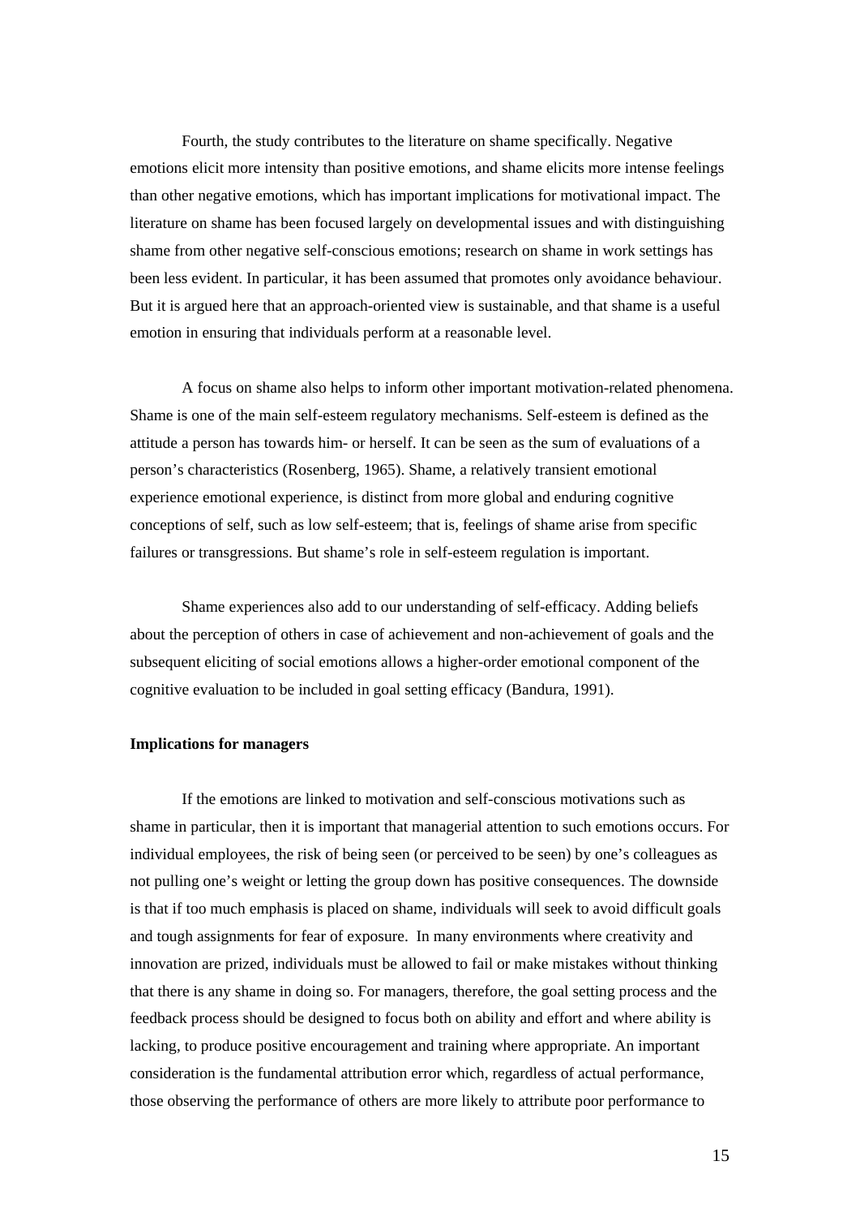Fourth, the study contributes to the literature on shame specifically. Negative emotions elicit more intensity than positive emotions, and shame elicits more intense feelings than other negative emotions, which has important implications for motivational impact. The literature on shame has been focused largely on developmental issues and with distinguishing shame from other negative self-conscious emotions; research on shame in work settings has been less evident. In particular, it has been assumed that promotes only avoidance behaviour. But it is argued here that an approach-oriented view is sustainable, and that shame is a useful emotion in ensuring that individuals perform at a reasonable level.

A focus on shame also helps to inform other important motivation-related phenomena. Shame is one of the main self-esteem regulatory mechanisms. Self-esteem is defined as the attitude a person has towards him- or herself. It can be seen as the sum of evaluations of a person's characteristics (Rosenberg, 1965). Shame, a relatively transient emotional experience emotional experience, is distinct from more global and enduring cognitive conceptions of self, such as low self-esteem; that is, feelings of shame arise from specific failures or transgressions. But shame's role in self-esteem regulation is important.

Shame experiences also add to our understanding of self-efficacy. Adding beliefs about the perception of others in case of achievement and non-achievement of goals and the subsequent eliciting of social emotions allows a higher-order emotional component of the cognitive evaluation to be included in goal setting efficacy (Bandura, 1991).

**Implications for managers**

If the emotions are linked to motivation and self-conscious motivations such as shame in particular, then it is important that managerial attention to such emotions occurs. For individual employees, the risk of being seen (or perceived to be seen) by one's colleagues as not pulling one's weight or letting the group down has positive consequences. The downside is that if too much emphasis is placed on shame, individuals will seek to avoid difficult goals and tough assignments for fear of exposure. In many environments where creativity and innovation are prized, individuals must be allowed to fail or make mistakes without thinking that there is any shame in doing so. For managers, therefore, the goal setting process and the feedback process should be designed to focus both on ability and effort and where ability is lacking, to produce positive encouragement and training where appropriate. An important consideration is the fundamental attribution error which, regardless of actual performance, those observing the performance of others are more likely to attribute poor performance to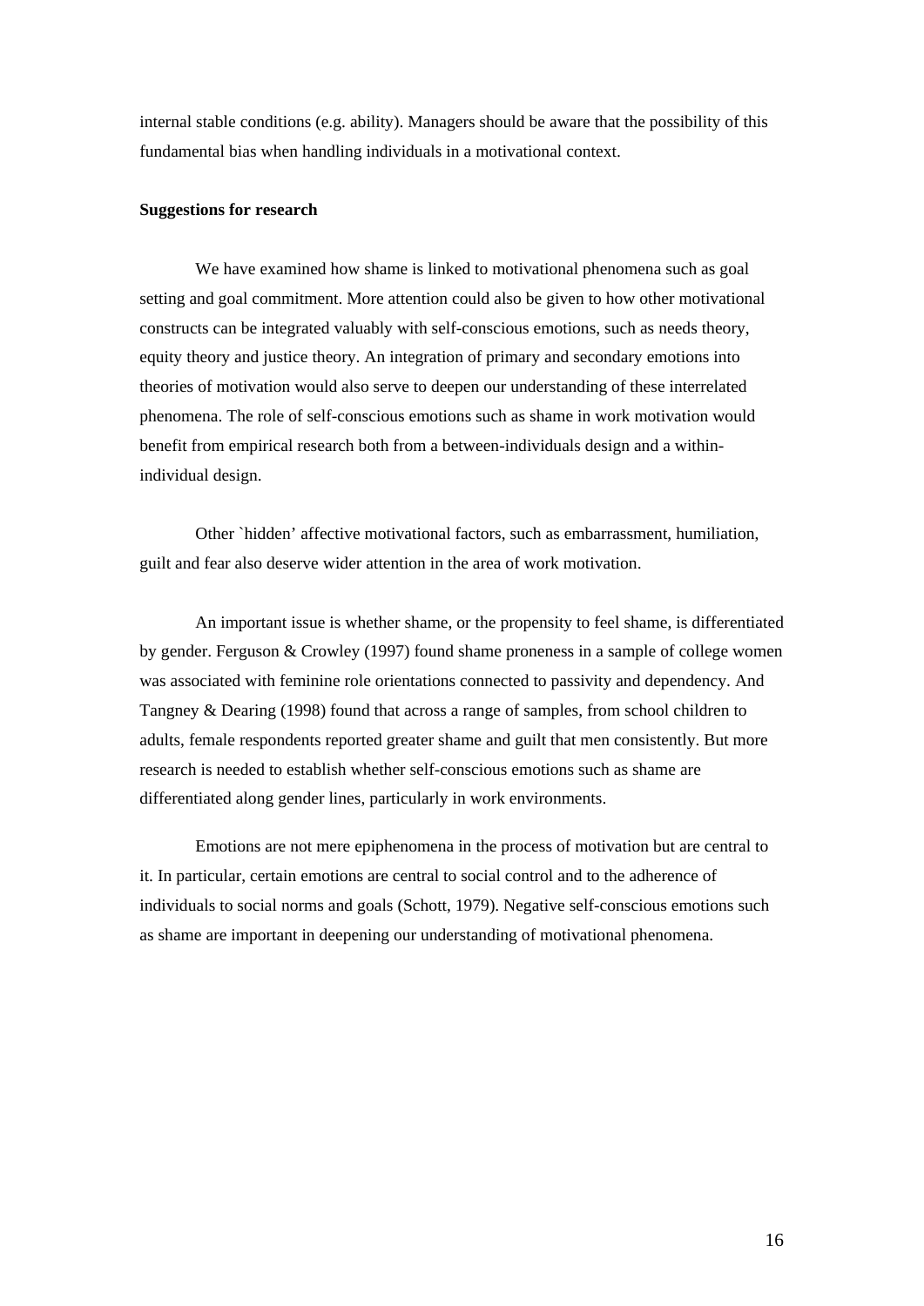internal stable conditions (e.g. ability). Managers should be aware that the possibility of this fundamental bias when handling individuals in a motivational context.

**Suggestions for research**

We have examined how shame is linked to motivational phenomena such as goal setting and goal commitment. More attention could also be given to how other motivational constructs can be integrated valuably with self-conscious emotions, such as needs theory, equity theory and justice theory. An integration of primary and secondary emotions into theories of motivation would also serve to deepen our understanding of these interrelated phenomena. The role of self-conscious emotions such as shame in work motivation would benefit from empirical research both from a between-individuals design and a within-individual design.

Other `hidden' affective motivational factors, such as embarrassment, humiliation, guilt and fear also deserve wider attention in the area of work motivation.

An important issue is whether shame, or the propensity to feel shame, is differentiated by gender. Ferguson & Crowley (1997) found shame proneness in a sample of college women was associated with feminine role orientations connected to passivity and dependency. And Tangney & Dearing (1998) found that across a range of samples, from school children to adults, female respondents reported greater shame and guilt that men consistently. But more research is needed to establish whether self-conscious emotions such as shame are differentiated along gender lines, particularly in work environments.

Emotions are not mere epiphenomena in the process of motivation but are central to it. In particular, certain emotions are central to social control and to the adherence of individuals to social norms and goals (Schott, 1979). Negative self-conscious emotions such as shame are important in deepening our understanding of motivational phenomena.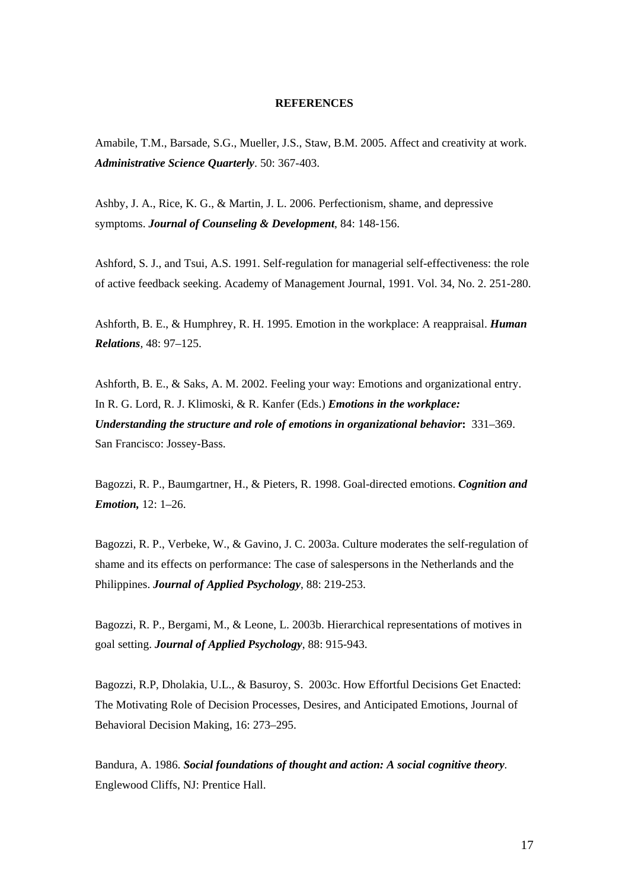**REFERENCES**

Amabile, T.M., Barsade, S.G., Mueller, J.S., Staw, B.M. 2005. Affect and creativity at work. ***Administrative Science Quarterly***. 50: 367-403.

Ashby, J. A., Rice, K. G., & Martin, J. L. 2006. Perfectionism, shame, and depressive symptoms. ***Journal of Counseling & Development***, 84: 148-156.

Ashford, S. J., and Tsui, A.S. 1991. Self-regulation for managerial self-effectiveness: the role of active feedback seeking. Academy of Management Journal, 1991. Vol. 34, No. 2. 251-280.

Ashforth, B. E., & Humphrey, R. H. 1995. Emotion in the workplace: A reappraisal. ***Human Relations***, 48: 97–125.

Ashforth, B. E., & Saks, A. M. 2002. Feeling your way: Emotions and organizational entry. In R. G. Lord, R. J. Klimoski, & R. Kanfer (Eds.) ***Emotions in the workplace: Understanding the structure and role of emotions in organizational behavior*:** 331–369. San Francisco: Jossey-Bass.

Bagozzi, R. P., Baumgartner, H., & Pieters, R. 1998. Goal-directed emotions. ***Cognition and Emotion,*** 12: 1–26.

Bagozzi, R. P., Verbeke, W., & Gavino, J. C. 2003a. Culture moderates the self-regulation of shame and its effects on performance: The case of salespersons in the Netherlands and the Philippines. ***Journal of Applied Psychology***, 88: 219-253.

Bagozzi, R. P., Bergami, M., & Leone, L. 2003b. Hierarchical representations of motives in goal setting. ***Journal of Applied Psychology***, 88: 915-943.

Bagozzi, R.P, Dholakia, U.L., & Basuroy, S. 2003c. How Effortful Decisions Get Enacted: The Motivating Role of Decision Processes, Desires, and Anticipated Emotions, Journal of Behavioral Decision Making, 16: 273–295.

Bandura, A. 1986. ***Social foundations of thought and action: A social cognitive theory***. Englewood Cliffs, NJ: Prentice Hall.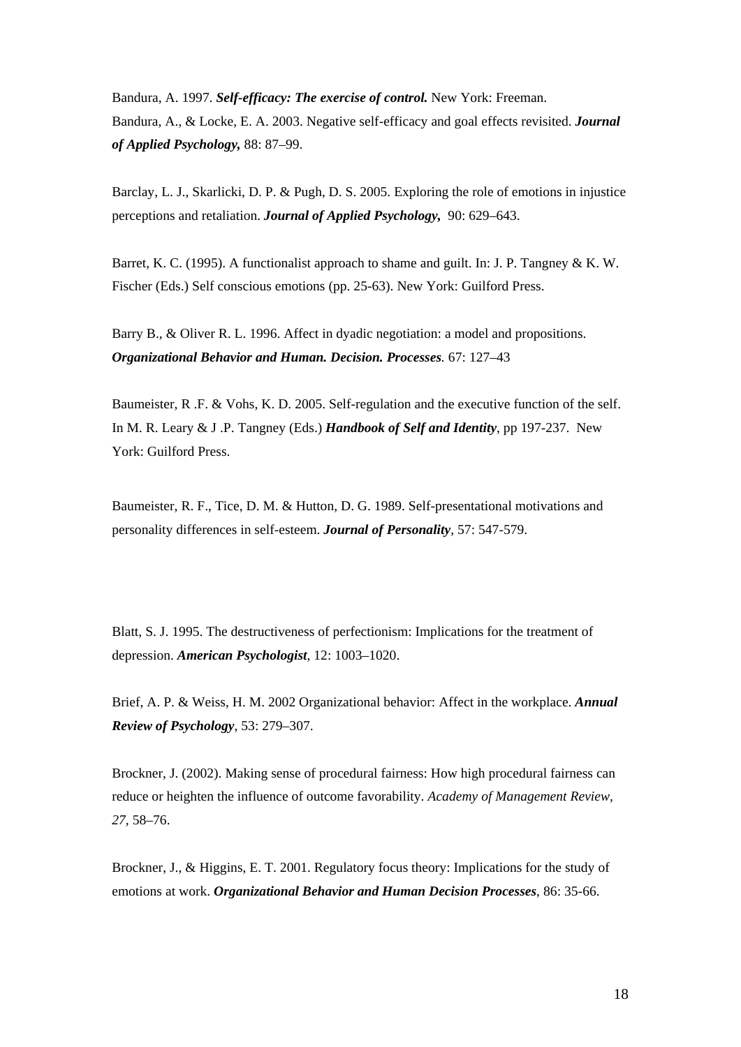Bandura, A. 1997. ***Self-efficacy: The exercise of control.*** New York: Freeman.
Bandura, A., & Locke, E. A. 2003. Negative self-efficacy and goal effects revisited. ***Journal of Applied Psychology,*** 88: 87–99.

Barclay, L. J., Skarlicki, D. P. & Pugh, D. S. 2005. Exploring the role of emotions in injustice perceptions and retaliation. ***Journal of Applied Psychology,*** 90: 629–643.

Barret, K. C. (1995). A functionalist approach to shame and guilt. In: J. P. Tangney & K. W. Fischer (Eds.) Self conscious emotions (pp. 25-63). New York: Guilford Press.

Barry B., & Oliver R. L. 1996. Affect in dyadic negotiation: a model and propositions. ***Organizational Behavior and Human. Decision. Processes***. 67: 127–43

Baumeister, R .F. & Vohs, K. D. 2005. Self-regulation and the executive function of the self. In M. R. Leary & J .P. Tangney (Eds.) ***Handbook of Self and Identity***, pp 197-237. New York: Guilford Press.

Baumeister, R. F., Tice, D. M. & Hutton, D. G. 1989. Self-presentational motivations and personality differences in self-esteem. ***Journal of Personality***, 57: 547-579.

Blatt, S. J. 1995. The destructiveness of perfectionism: Implications for the treatment of depression. ***American Psychologist***, 12: 1003–1020.

Brief, A. P. & Weiss, H. M. 2002 Organizational behavior: Affect in the workplace. ***Annual Review of Psychology***, 53: 279–307.

Brockner, J. (2002). Making sense of procedural fairness: How high procedural fairness can reduce or heighten the influence of outcome favorability. *Academy of Management Review, 27*, 58–76.

Brockner, J., & Higgins, E. T. 2001. Regulatory focus theory: Implications for the study of emotions at work. ***Organizational Behavior and Human Decision Processes***, 86: 35-66.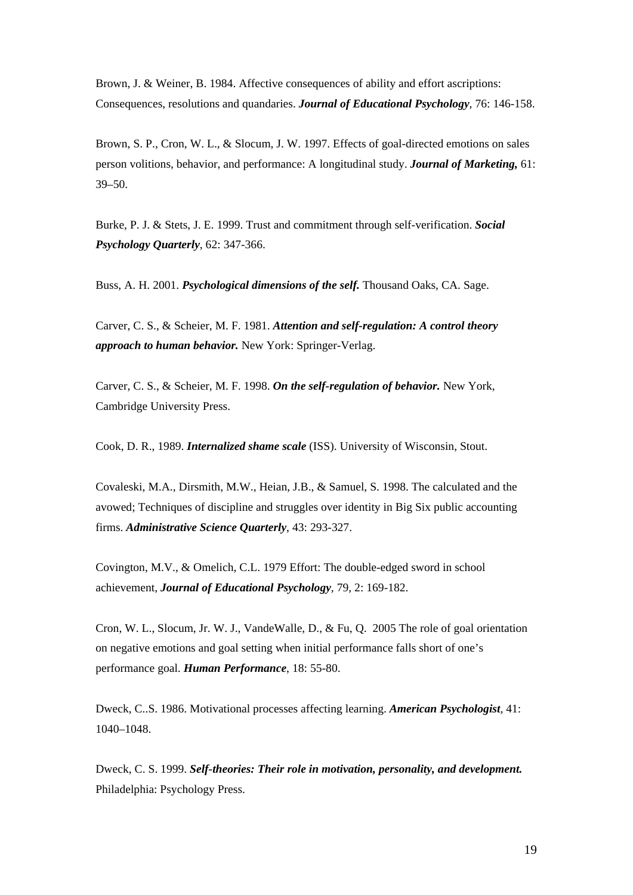Brown, J. & Weiner, B. 1984. Affective consequences of ability and effort ascriptions: Consequences, resolutions and quandaries. ***Journal of Educational Psychology***, 76: 146-158.

Brown, S. P., Cron, W. L., & Slocum, J. W. 1997. Effects of goal-directed emotions on sales person volitions, behavior, and performance: A longitudinal study. ***Journal of Marketing,*** 61: 39–50.

Burke, P. J. & Stets, J. E. 1999. Trust and commitment through self-verification. ***Social Psychology Quarterly***, 62: 347-366.

Buss, A. H. 2001. ***Psychological dimensions of the self.*** Thousand Oaks, CA. Sage.

Carver, C. S., & Scheier, M. F. 1981. ***Attention and self-regulation: A control theory approach to human behavior.*** New York: Springer-Verlag.

Carver, C. S., & Scheier, M. F. 1998. ***On the self-regulation of behavior.*** New York, Cambridge University Press.

Cook, D. R., 1989. ***Internalized shame scale*** (ISS). University of Wisconsin, Stout.

Covaleski, M.A., Dirsmith, M.W., Heian, J.B., & Samuel, S. 1998. The calculated and the avowed; Techniques of discipline and struggles over identity in Big Six public accounting firms. ***Administrative Science Quarterly***, 43: 293-327.

Covington, M.V., & Omelich, C.L. 1979 Effort: The double-edged sword in school achievement, ***Journal of Educational Psychology***, 79, 2: 169-182.

Cron, W. L., Slocum, Jr. W. J., VandeWalle, D., & Fu, Q. 2005 The role of goal orientation on negative emotions and goal setting when initial performance falls short of one's performance goal. ***Human Performance***, 18: 55-80.

Dweck, C..S. 1986. Motivational processes affecting learning. ***American Psychologist***, 41: 1040–1048.

Dweck, C. S. 1999. ***Self-theories: Their role in motivation, personality, and development.*** Philadelphia: Psychology Press.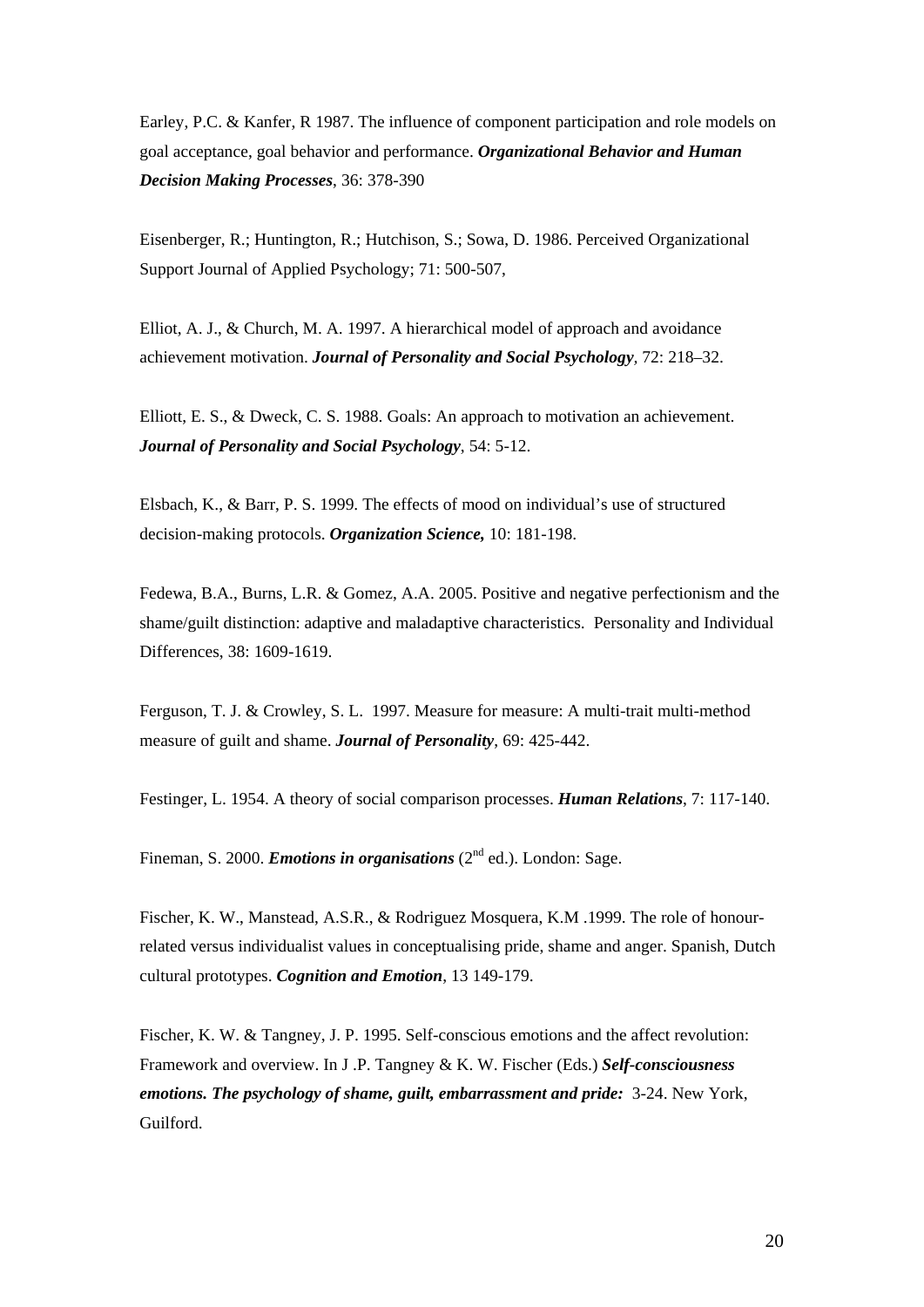Earley, P.C. & Kanfer, R 1987. The influence of component participation and role models on goal acceptance, goal behavior and performance. ***Organizational Behavior and Human Decision Making Processes***, 36: 378-390

Eisenberger, R.; Huntington, R.; Hutchison, S.; Sowa, D. 1986. Perceived Organizational Support Journal of Applied Psychology; 71: 500-507,

Elliot, A. J., & Church, M. A. 1997. A hierarchical model of approach and avoidance achievement motivation. ***Journal of Personality and Social Psychology***, 72: 218–32.

Elliott, E. S., & Dweck, C. S. 1988. Goals: An approach to motivation an achievement. ***Journal of Personality and Social Psychology***, 54: 5-12.

Elsbach, K., & Barr, P. S. 1999. The effects of mood on individual's use of structured decision-making protocols. ***Organization Science,*** 10: 181-198.

Fedewa, B.A., Burns, L.R. & Gomez, A.A. 2005. Positive and negative perfectionism and the shame/guilt distinction: adaptive and maladaptive characteristics. Personality and Individual Differences, 38: 1609-1619.

Ferguson, T. J. & Crowley, S. L. 1997. Measure for measure: A multi-trait multi-method measure of guilt and shame. ***Journal of Personality***, 69: 425-442.

Festinger, L. 1954. A theory of social comparison processes. ***Human Relations***, 7: 117-140.

Fineman, S. 2000. ***Emotions in organisations*** (2nd ed.). London: Sage.

Fischer, K. W., Manstead, A.S.R., & Rodriguez Mosquera, K.M .1999. The role of honour-related versus individualist values in conceptualising pride, shame and anger. Spanish, Dutch cultural prototypes. ***Cognition and Emotion***, 13 149-179.

Fischer, K. W. & Tangney, J. P. 1995. Self-conscious emotions and the affect revolution: Framework and overview. In J .P. Tangney & K. W. Fischer (Eds.) ***Self-consciousness emotions. The psychology of shame, guilt, embarrassment and pride:*** 3-24. New York, Guilford.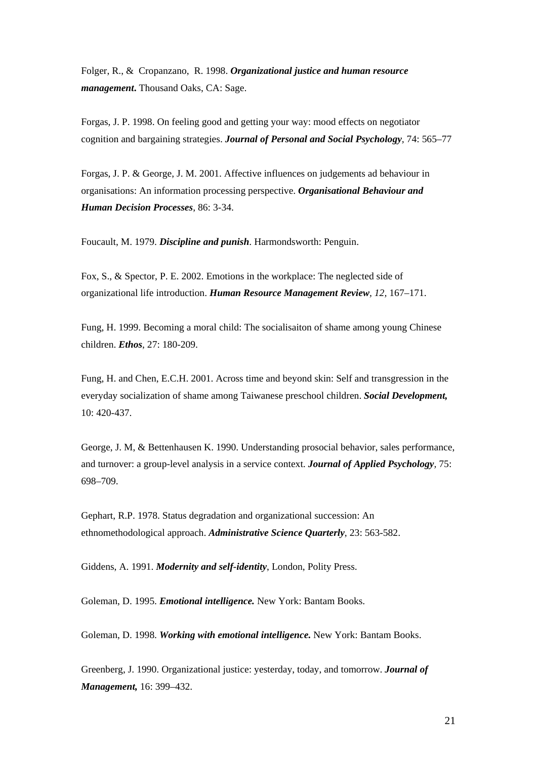Folger, R., & Cropanzano, R. 1998. ***Organizational justice and human resource management***. Thousand Oaks, CA: Sage.

Forgas, J. P. 1998. On feeling good and getting your way: mood effects on negotiator cognition and bargaining strategies. ***Journal of Personal and Social Psychology***, 74: 565–77

Forgas, J. P. & George, J. M. 2001. Affective influences on judgements ad behaviour in organisations: An information processing perspective. ***Organisational Behaviour and Human Decision Processes***, 86: 3-34.

Foucault, M. 1979. ***Discipline and punish***. Harmondsworth: Penguin.

Fox, S., & Spector, P. E. 2002. Emotions in the workplace: The neglected side of organizational life introduction. ***Human Resource Management Review***, *12*, 167–171.

Fung, H. 1999. Becoming a moral child: The socialisaiton of shame among young Chinese children. ***Ethos***, 27: 180-209.

Fung, H. and Chen, E.C.H. 2001. Across time and beyond skin: Self and transgression in the everyday socialization of shame among Taiwanese preschool children. ***Social Development,*** 10: 420-437.

George, J. M, & Bettenhausen K. 1990. Understanding prosocial behavior, sales performance, and turnover: a group-level analysis in a service context. ***Journal of Applied Psychology***, 75: 698–709.

Gephart, R.P. 1978. Status degradation and organizational succession: An ethnomethodological approach. ***Administrative Science Quarterly***, 23: 563-582.

Giddens, A. 1991. ***Modernity and self-identity***, London, Polity Press.

Goleman, D. 1995. ***Emotional intelligence.*** New York: Bantam Books.

Goleman, D. 1998. ***Working with emotional intelligence.*** New York: Bantam Books.

Greenberg, J. 1990. Organizational justice: yesterday, today, and tomorrow. ***Journal of Management,*** 16: 399–432.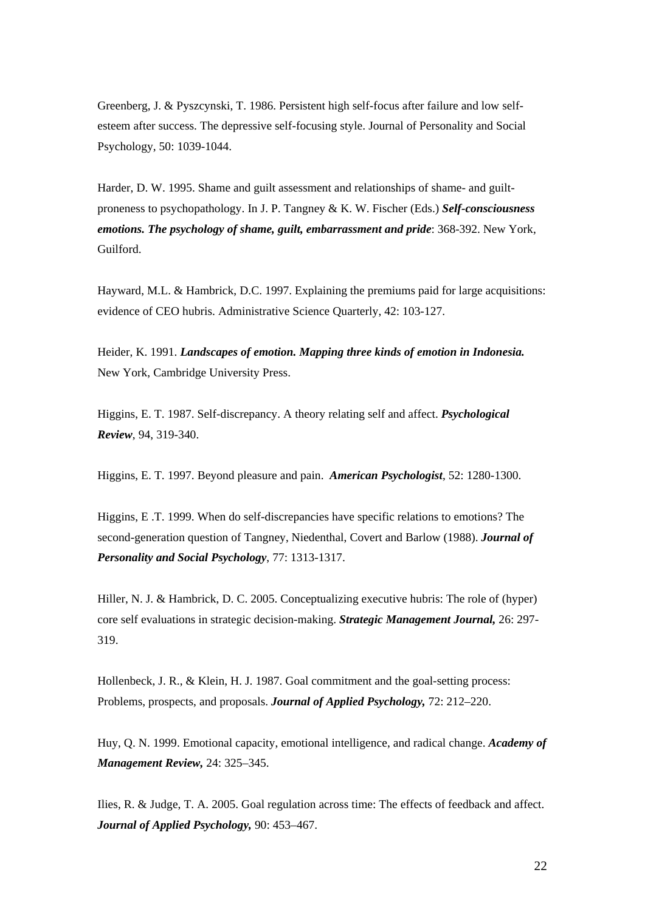Greenberg, J. & Pyszcynski, T. 1986. Persistent high self-focus after failure and low self-esteem after success. The depressive self-focusing style. Journal of Personality and Social Psychology, 50: 1039-1044.

Harder, D. W. 1995. Shame and guilt assessment and relationships of shame- and guilt-proneness to psychopathology. In J. P. Tangney & K. W. Fischer (Eds.) ***Self-consciousness emotions. The psychology of shame, guilt, embarrassment and pride***: 368-392. New York, Guilford.

Hayward, M.L. & Hambrick, D.C. 1997. Explaining the premiums paid for large acquisitions: evidence of CEO hubris. Administrative Science Quarterly, 42: 103-127.

Heider, K. 1991. ***Landscapes of emotion. Mapping three kinds of emotion in Indonesia.*** New York, Cambridge University Press.

Higgins, E. T. 1987. Self-discrepancy. A theory relating self and affect. ***Psychological Review***, 94, 319-340.

Higgins, E. T. 1997. Beyond pleasure and pain. ***American Psychologist***, 52: 1280-1300.

Higgins, E .T. 1999. When do self-discrepancies have specific relations to emotions? The second-generation question of Tangney, Niedenthal, Covert and Barlow (1988). ***Journal of Personality and Social Psychology***, 77: 1313-1317.

Hiller, N. J. & Hambrick, D. C. 2005. Conceptualizing executive hubris: The role of (hyper) core self evaluations in strategic decision-making. ***Strategic Management Journal,*** 26: 297-319.

Hollenbeck, J. R., & Klein, H. J. 1987. Goal commitment and the goal-setting process: Problems, prospects, and proposals. ***Journal of Applied Psychology,*** 72: 212–220.

Huy, Q. N. 1999. Emotional capacity, emotional intelligence, and radical change. ***Academy of Management Review,*** 24: 325–345.

Ilies, R. & Judge, T. A. 2005. Goal regulation across time: The effects of feedback and affect. ***Journal of Applied Psychology,*** 90: 453–467.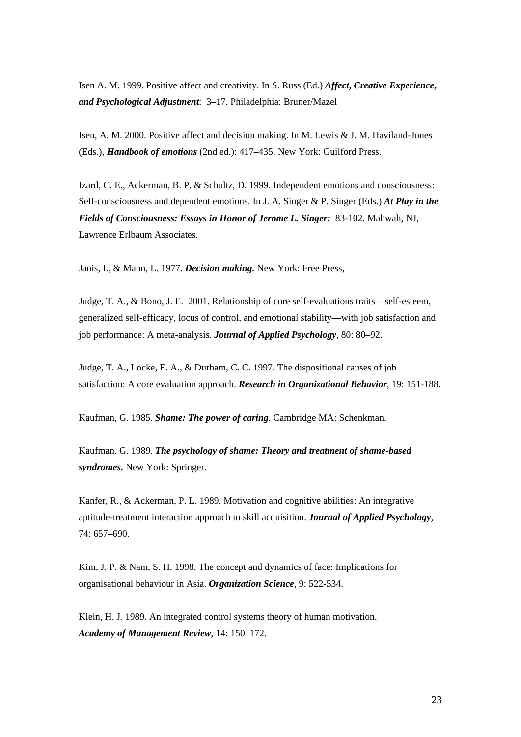Isen A. M. 1999. Positive affect and creativity. In S. Russ (Ed.) ***Affect, Creative Experience, and Psychological Adjustment***: 3–17. Philadelphia: Bruner/Mazel

Isen, A. M. 2000. Positive affect and decision making. In M. Lewis & J. M. Haviland-Jones (Eds.), ***Handbook of emotions*** (2nd ed.): 417–435. New York: Guilford Press.

Izard, C. E., Ackerman, B. P. & Schultz, D. 1999. Independent emotions and consciousness: Self-consciousness and dependent emotions. In J. A. Singer & P. Singer (Eds.) ***At Play in the Fields of Consciousness: Essays in Honor of Jerome L. Singer:*** 83-102. Mahwah, NJ, Lawrence Erlbaum Associates.

Janis, I., & Mann, L. 1977. ***Decision making.*** New York: Free Press,

Judge, T. A., & Bono, J. E. 2001. Relationship of core self-evaluations traits—self-esteem, generalized self-efficacy, locus of control, and emotional stability—with job satisfaction and job performance: A meta-analysis. ***Journal of Applied Psychology***, 80: 80–92.

Judge, T. A., Locke, E. A., & Durham, C. C. 1997. The dispositional causes of job satisfaction: A core evaluation approach. ***Research in Organizational Behavior***, 19: 151-188.

Kaufman, G. 1985. ***Shame: The power of caring***. Cambridge MA: Schenkman.

Kaufman, G. 1989. ***The psychology of shame: Theory and treatment of shame-based syndromes.*** New York: Springer.

Kanfer, R., & Ackerman, P. L. 1989. Motivation and cognitive abilities: An integrative aptitude-treatment interaction approach to skill acquisition. ***Journal of Applied Psychology***, 74: 657–690.

Kim, J. P. & Nam, S. H. 1998. The concept and dynamics of face: Implications for organisational behaviour in Asia. ***Organization Science***, 9: 522-534.

Klein, H. J. 1989. An integrated control systems theory of human motivation. ***Academy of Management Review***, 14: 150–172.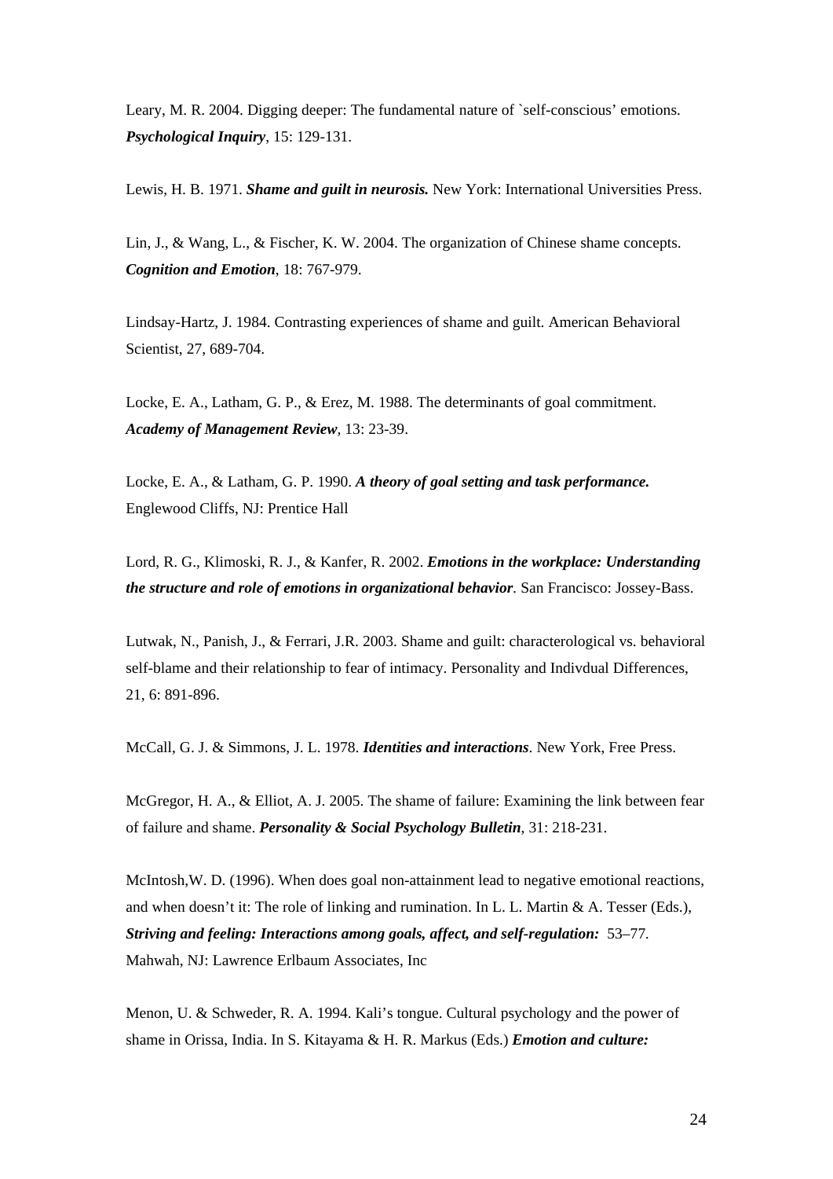Leary, M. R. 2004. Digging deeper: The fundamental nature of `self-conscious' emotions. ***Psychological Inquiry***, 15: 129-131.

Lewis, H. B. 1971. ***Shame and guilt in neurosis.*** New York: International Universities Press.

Lin, J., & Wang, L., & Fischer, K. W. 2004. The organization of Chinese shame concepts. ***Cognition and Emotion***, 18: 767-979.

Lindsay-Hartz, J. 1984. Contrasting experiences of shame and guilt. American Behavioral Scientist, 27, 689-704.

Locke, E. A., Latham, G. P., & Erez, M. 1988. The determinants of goal commitment. ***Academy of Management Review***, 13: 23-39.

Locke, E. A., & Latham, G. P. 1990. ***A theory of goal setting and task performance.*** Englewood Cliffs, NJ: Prentice Hall

Lord, R. G., Klimoski, R. J., & Kanfer, R. 2002. ***Emotions in the workplace: Understanding the structure and role of emotions in organizational behavior***. San Francisco: Jossey-Bass.

Lutwak, N., Panish, J., & Ferrari, J.R. 2003. Shame and guilt: characterological vs. behavioral self-blame and their relationship to fear of intimacy. Personality and Indivdual Differences, 21, 6: 891-896.

McCall, G. J. & Simmons, J. L. 1978. ***Identities and interactions***. New York, Free Press.

McGregor, H. A., & Elliot, A. J. 2005. The shame of failure: Examining the link between fear of failure and shame. ***Personality & Social Psychology Bulletin***, 31: 218-231.

McIntosh,W. D. (1996). When does goal non-attainment lead to negative emotional reactions, and when doesn't it: The role of linking and rumination. In L. L. Martin & A. Tesser (Eds.), ***Striving and feeling: Interactions among goals, affect, and self-regulation:*** 53–77. Mahwah, NJ: Lawrence Erlbaum Associates, Inc

Menon, U. & Schweder, R. A. 1994. Kali's tongue. Cultural psychology and the power of shame in Orissa, India. In S. Kitayama & H. R. Markus (Eds.) ***Emotion and culture:***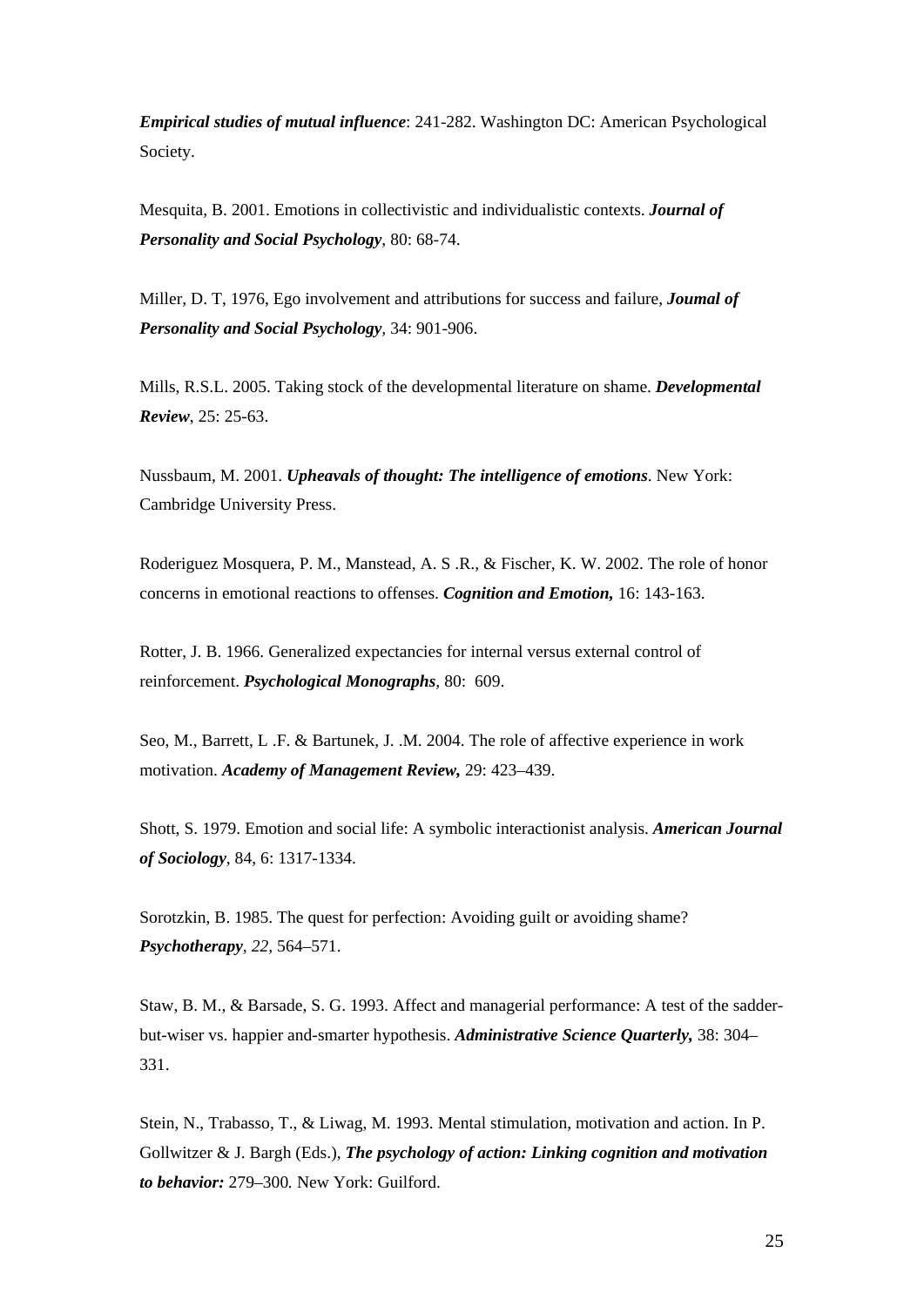***Empirical studies of mutual influence***: 241-282. Washington DC: American Psychological Society.

Mesquita, B. 2001. Emotions in collectivistic and individualistic contexts. ***Journal of Personality and Social Psychology***, 80: 68-74.

Miller, D. T, 1976, Ego involvement and attributions for success and failure, ***Joumal of Personality and Social Psychology***, 34: 901-906.

Mills, R.S.L. 2005. Taking stock of the developmental literature on shame. ***Developmental Review***, 25: 25-63.

Nussbaum, M. 2001. ***Upheavals of thought: The intelligence of emotions***. New York: Cambridge University Press.

Roderiguez Mosquera, P. M., Manstead, A. S .R., & Fischer, K. W. 2002. The role of honor concerns in emotional reactions to offenses. ***Cognition and Emotion,*** 16: 143-163.

Rotter, J. B. 1966. Generalized expectancies for internal versus external control of reinforcement. ***Psychological Monographs***, 80: 609.

Seo, M., Barrett, L .F. & Bartunek, J. .M. 2004. The role of affective experience in work motivation. ***Academy of Management Review,*** 29: 423–439.

Shott, S. 1979. Emotion and social life: A symbolic interactionist analysis. ***American Journal of Sociology***, 84, 6: 1317-1334.

Sorotzkin, B. 1985. The quest for perfection: Avoiding guilt or avoiding shame? ***Psychotherapy***, *22*, 564–571.

Staw, B. M., & Barsade, S. G. 1993. Affect and managerial performance: A test of the sadder-but-wiser vs. happier and-smarter hypothesis. ***Administrative Science Quarterly,*** 38: 304–331.

Stein, N., Trabasso, T., & Liwag, M. 1993. Mental stimulation, motivation and action. In P. Gollwitzer & J. Bargh (Eds.), ***The psychology of action: Linking cognition and motivation to behavior:*** 279–300*.* New York: Guilford.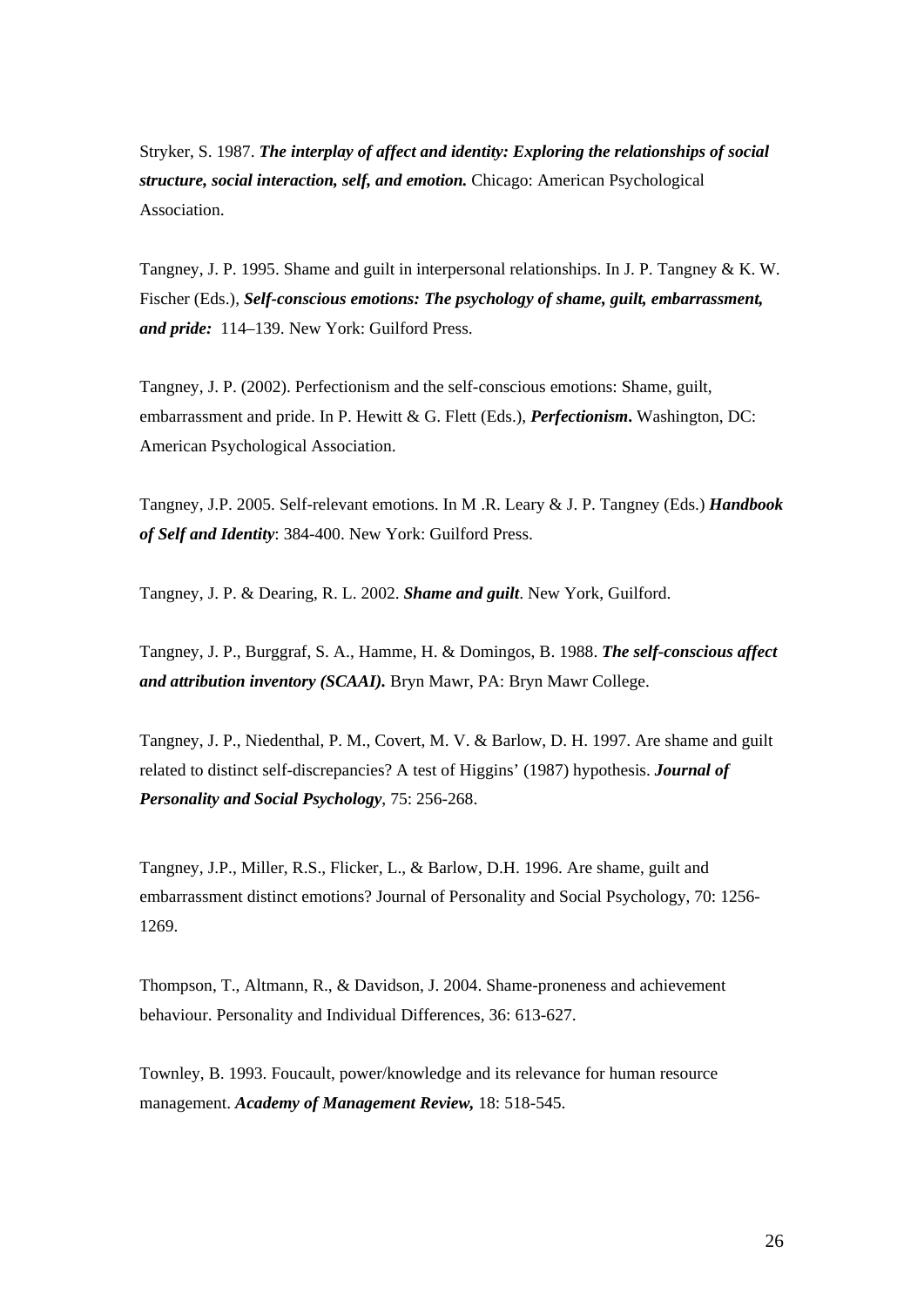Stryker, S. 1987. ***The interplay of affect and identity: Exploring the relationships of social structure, social interaction, self, and emotion.*** Chicago: American Psychological Association.

Tangney, J. P. 1995. Shame and guilt in interpersonal relationships. In J. P. Tangney & K. W. Fischer (Eds.), ***Self-conscious emotions: The psychology of shame, guilt, embarrassment, and pride:*** 114–139. New York: Guilford Press.

Tangney, J. P. (2002). Perfectionism and the self-conscious emotions: Shame, guilt, embarrassment and pride. In P. Hewitt & G. Flett (Eds.), ***Perfectionism*.** Washington, DC: American Psychological Association.

Tangney, J.P. 2005. Self-relevant emotions. In M .R. Leary & J. P. Tangney (Eds.) ***Handbook of Self and Identity***: 384-400. New York: Guilford Press.

Tangney, J. P. & Dearing, R. L. 2002. ***Shame and guilt***. New York, Guilford.

Tangney, J. P., Burggraf, S. A., Hamme, H. & Domingos, B. 1988. ***The self-conscious affect and attribution inventory (SCAAI).*** Bryn Mawr, PA: Bryn Mawr College.

Tangney, J. P., Niedenthal, P. M., Covert, M. V. & Barlow, D. H. 1997. Are shame and guilt related to distinct self-discrepancies? A test of Higgins' (1987) hypothesis. ***Journal of Personality and Social Psychology***, 75: 256-268.

Tangney, J.P., Miller, R.S., Flicker, L., & Barlow, D.H. 1996. Are shame, guilt and embarrassment distinct emotions? Journal of Personality and Social Psychology, 70: 1256-1269.

Thompson, T., Altmann, R., & Davidson, J. 2004. Shame-proneness and achievement behaviour. Personality and Individual Differences, 36: 613-627.

Townley, B. 1993. Foucault, power/knowledge and its relevance for human resource management. ***Academy of Management Review,*** 18: 518-545.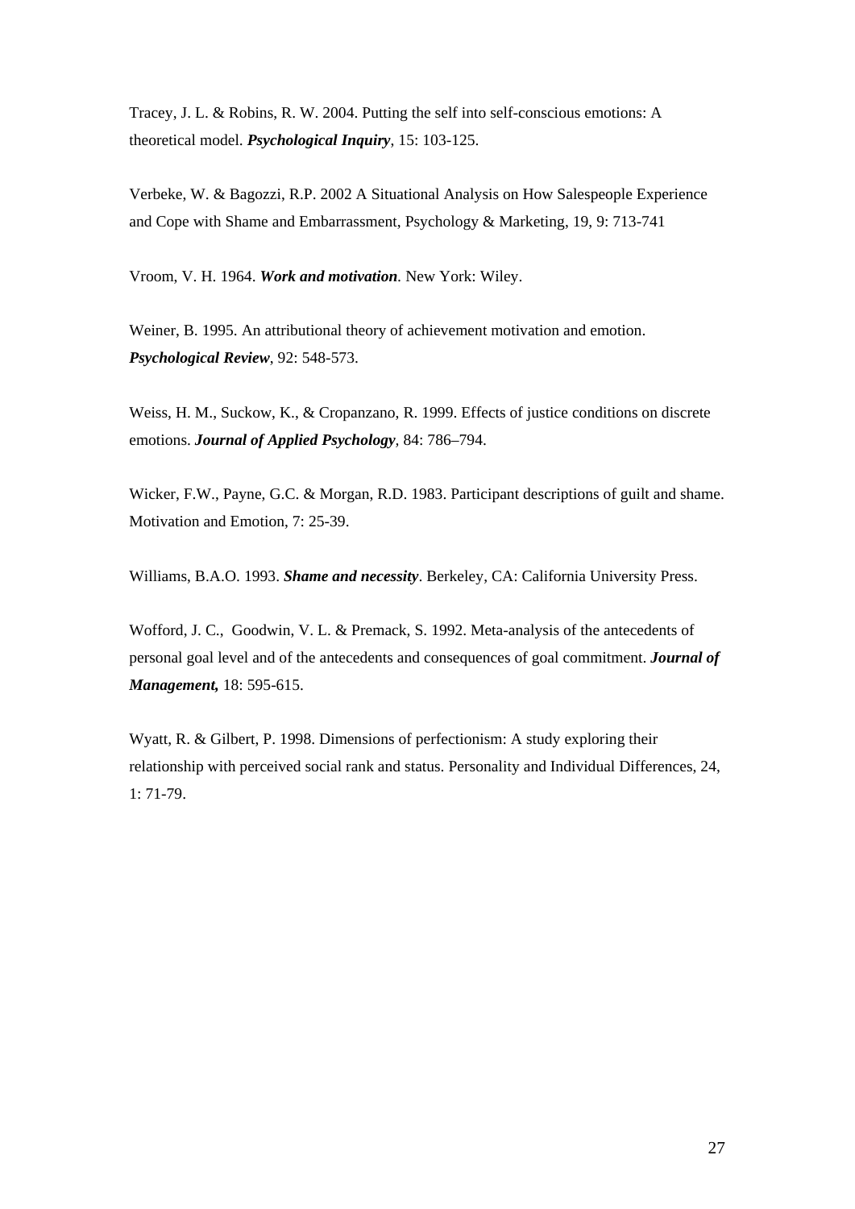Tracey, J. L. & Robins, R. W. 2004. Putting the self into self-conscious emotions: A theoretical model. ***Psychological Inquiry***, 15: 103-125.

Verbeke, W. & Bagozzi, R.P. 2002 A Situational Analysis on How Salespeople Experience and Cope with Shame and Embarrassment, Psychology & Marketing, 19, 9: 713-741

Vroom, V. H. 1964. ***Work and motivation.*** New York: Wiley.

Weiner, B. 1995. An attributional theory of achievement motivation and emotion. ***Psychological Review***, 92: 548-573.

Weiss, H. M., Suckow, K., & Cropanzano, R. 1999. Effects of justice conditions on discrete emotions. ***Journal of Applied Psychology***, 84: 786–794.

Wicker, F.W., Payne, G.C. & Morgan, R.D. 1983. Participant descriptions of guilt and shame. Motivation and Emotion, 7: 25-39.

Williams, B.A.O. 1993. ***Shame and necessity***. Berkeley, CA: California University Press.

Wofford, J. C., Goodwin, V. L. & Premack, S. 1992. Meta-analysis of the antecedents of personal goal level and of the antecedents and consequences of goal commitment. ***Journal of Management,*** 18: 595-615.

Wyatt, R. & Gilbert, P. 1998. Dimensions of perfectionism: A study exploring their relationship with perceived social rank and status. Personality and Individual Differences, 24, 1: 71-79.